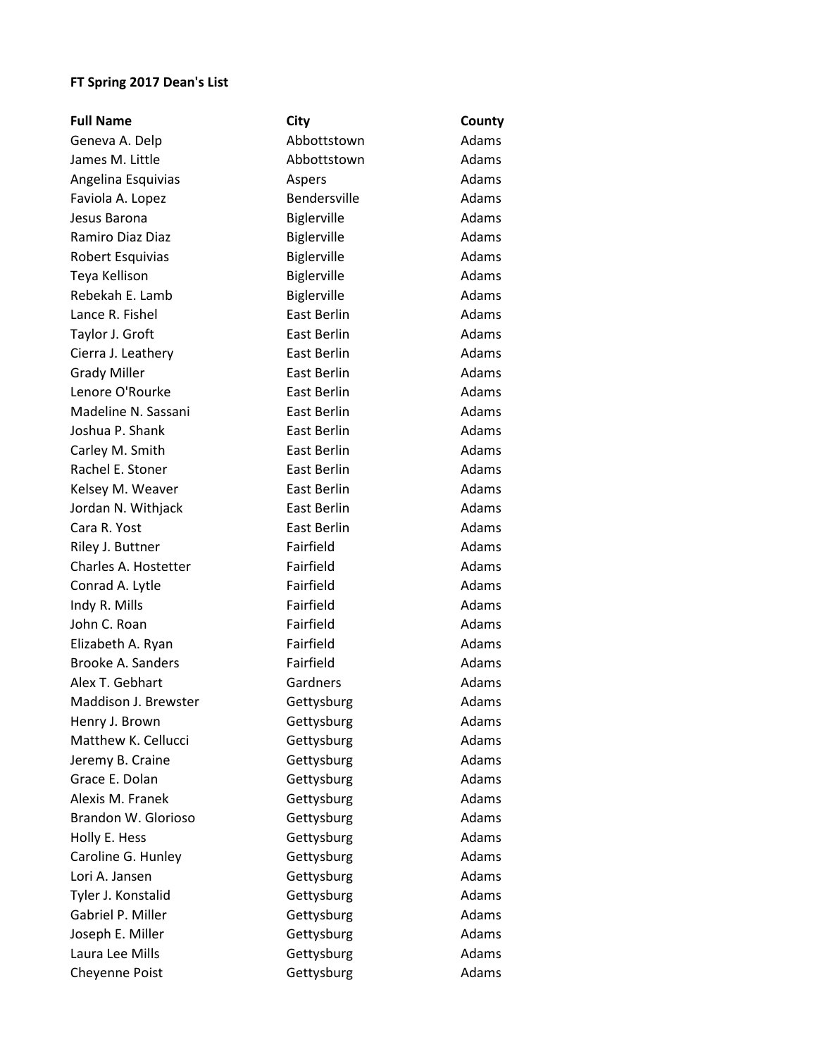**FT Spring 2017 Dean's List**

| Full Name | City | County |
|---|---|---|
| Geneva A. Delp | Abbottstown | Adams |
| James M. Little | Abbottstown | Adams |
| Angelina Esquivias | Aspers | Adams |
| Faviola A. Lopez | Bendersville | Adams |
| Jesus Barona | Biglerville | Adams |
| Ramiro Diaz Diaz | Biglerville | Adams |
| Robert Esquivias | Biglerville | Adams |
| Teya Kellison | Biglerville | Adams |
| Rebekah E. Lamb | Biglerville | Adams |
| Lance R. Fishel | East Berlin | Adams |
| Taylor J. Groft | East Berlin | Adams |
| Cierra J. Leathery | East Berlin | Adams |
| Grady Miller | East Berlin | Adams |
| Lenore O'Rourke | East Berlin | Adams |
| Madeline N. Sassani | East Berlin | Adams |
| Joshua P. Shank | East Berlin | Adams |
| Carley M. Smith | East Berlin | Adams |
| Rachel E. Stoner | East Berlin | Adams |
| Kelsey M. Weaver | East Berlin | Adams |
| Jordan N. Withjack | East Berlin | Adams |
| Cara R. Yost | East Berlin | Adams |
| Riley J. Buttner | Fairfield | Adams |
| Charles A. Hostetter | Fairfield | Adams |
| Conrad A. Lytle | Fairfield | Adams |
| Indy R. Mills | Fairfield | Adams |
| John C. Roan | Fairfield | Adams |
| Elizabeth A. Ryan | Fairfield | Adams |
| Brooke A. Sanders | Fairfield | Adams |
| Alex T. Gebhart | Gardners | Adams |
| Maddison J. Brewster | Gettysburg | Adams |
| Henry J. Brown | Gettysburg | Adams |
| Matthew K. Cellucci | Gettysburg | Adams |
| Jeremy B. Craine | Gettysburg | Adams |
| Grace E. Dolan | Gettysburg | Adams |
| Alexis M. Franek | Gettysburg | Adams |
| Brandon W. Glorioso | Gettysburg | Adams |
| Holly E. Hess | Gettysburg | Adams |
| Caroline G. Hunley | Gettysburg | Adams |
| Lori A. Jansen | Gettysburg | Adams |
| Tyler J. Konstalid | Gettysburg | Adams |
| Gabriel P. Miller | Gettysburg | Adams |
| Joseph E. Miller | Gettysburg | Adams |
| Laura Lee Mills | Gettysburg | Adams |
| Cheyenne Poist | Gettysburg | Adams |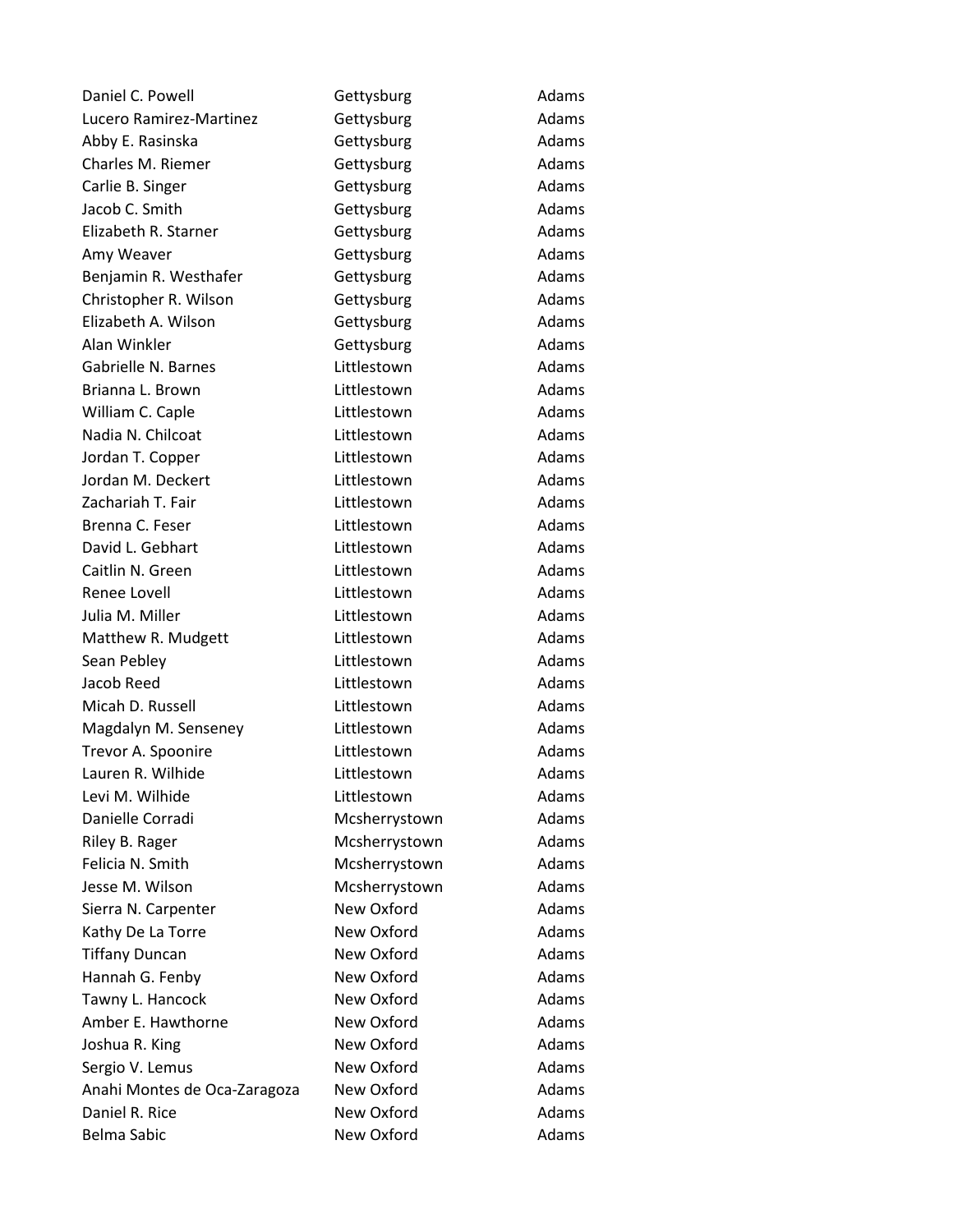| | | |
|---|---|---|
| Daniel C. Powell | Gettysburg | Adams |
| Lucero Ramirez-Martinez | Gettysburg | Adams |
| Abby E. Rasinska | Gettysburg | Adams |
| Charles M. Riemer | Gettysburg | Adams |
| Carlie B. Singer | Gettysburg | Adams |
| Jacob C. Smith | Gettysburg | Adams |
| Elizabeth R. Starner | Gettysburg | Adams |
| Amy Weaver | Gettysburg | Adams |
| Benjamin R. Westhafer | Gettysburg | Adams |
| Christopher R. Wilson | Gettysburg | Adams |
| Elizabeth A. Wilson | Gettysburg | Adams |
| Alan Winkler | Gettysburg | Adams |
| Gabrielle N. Barnes | Littlestown | Adams |
| Brianna L. Brown | Littlestown | Adams |
| William C. Caple | Littlestown | Adams |
| Nadia N. Chilcoat | Littlestown | Adams |
| Jordan T. Copper | Littlestown | Adams |
| Jordan M. Deckert | Littlestown | Adams |
| Zachariah T. Fair | Littlestown | Adams |
| Brenna C. Feser | Littlestown | Adams |
| David L. Gebhart | Littlestown | Adams |
| Caitlin N. Green | Littlestown | Adams |
| Renee Lovell | Littlestown | Adams |
| Julia M. Miller | Littlestown | Adams |
| Matthew R. Mudgett | Littlestown | Adams |
| Sean Pebley | Littlestown | Adams |
| Jacob Reed | Littlestown | Adams |
| Micah D. Russell | Littlestown | Adams |
| Magdalyn M. Senseney | Littlestown | Adams |
| Trevor A. Spoonire | Littlestown | Adams |
| Lauren R. Wilhide | Littlestown | Adams |
| Levi M. Wilhide | Littlestown | Adams |
| Danielle Corradi | Mcsherrystown | Adams |
| Riley B. Rager | Mcsherrystown | Adams |
| Felicia N. Smith | Mcsherrystown | Adams |
| Jesse M. Wilson | Mcsherrystown | Adams |
| Sierra N. Carpenter | New Oxford | Adams |
| Kathy De La Torre | New Oxford | Adams |
| Tiffany Duncan | New Oxford | Adams |
| Hannah G. Fenby | New Oxford | Adams |
| Tawny L. Hancock | New Oxford | Adams |
| Amber E. Hawthorne | New Oxford | Adams |
| Joshua R. King | New Oxford | Adams |
| Sergio V. Lemus | New Oxford | Adams |
| Anahi Montes de Oca-Zaragoza | New Oxford | Adams |
| Daniel R. Rice | New Oxford | Adams |
| Belma Sabic | New Oxford | Adams |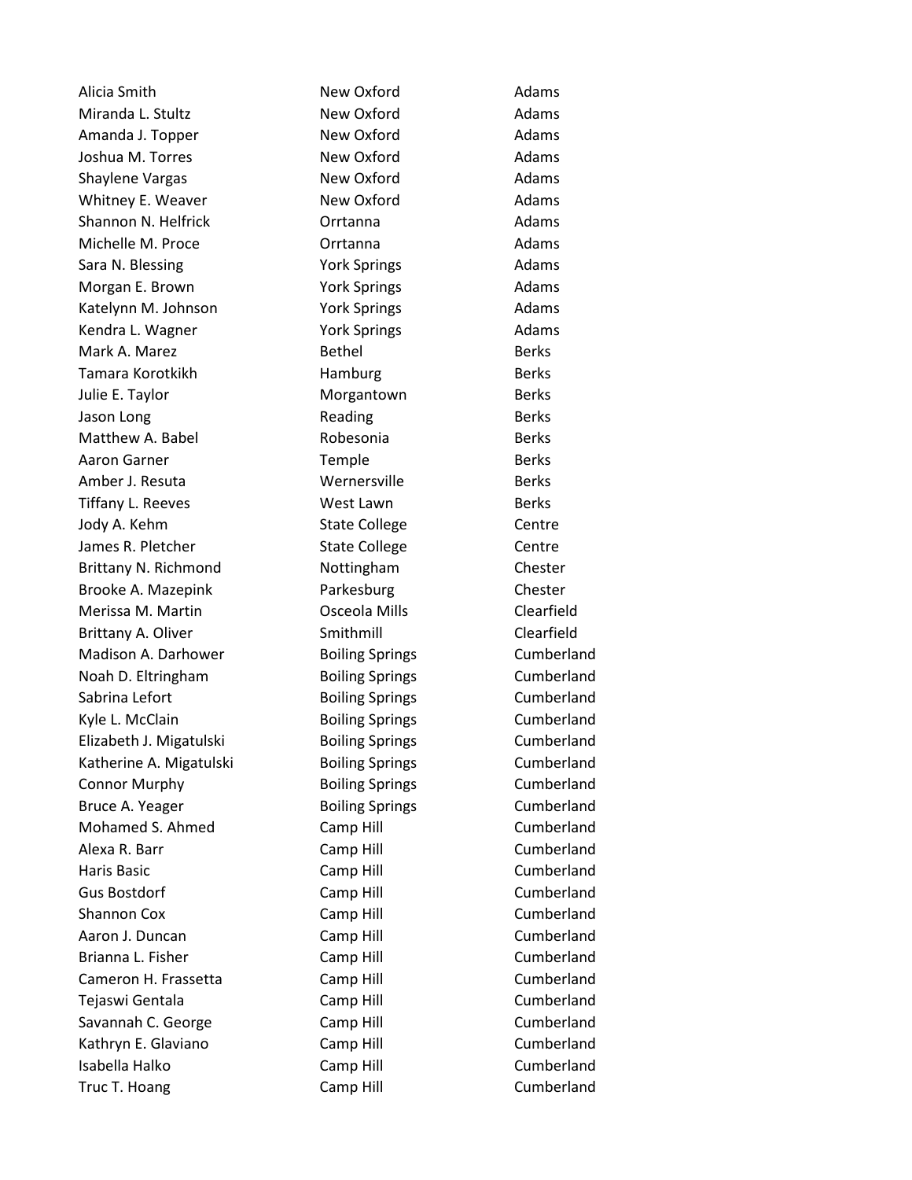| | | |
|---|---|---|
| Alicia Smith | New Oxford | Adams |
| Miranda L. Stultz | New Oxford | Adams |
| Amanda J. Topper | New Oxford | Adams |
| Joshua M. Torres | New Oxford | Adams |
| Shaylene Vargas | New Oxford | Adams |
| Whitney E. Weaver | New Oxford | Adams |
| Shannon N. Helfrick | Orrtanna | Adams |
| Michelle M. Proce | Orrtanna | Adams |
| Sara N. Blessing | York Springs | Adams |
| Morgan E. Brown | York Springs | Adams |
| Katelynn M. Johnson | York Springs | Adams |
| Kendra L. Wagner | York Springs | Adams |
| Mark A. Marez | Bethel | Berks |
| Tamara Korotkikh | Hamburg | Berks |
| Julie E. Taylor | Morgantown | Berks |
| Jason Long | Reading | Berks |
| Matthew A. Babel | Robesonia | Berks |
| Aaron Garner | Temple | Berks |
| Amber J. Resuta | Wernersville | Berks |
| Tiffany L. Reeves | West Lawn | Berks |
| Jody A. Kehm | State College | Centre |
| James R. Pletcher | State College | Centre |
| Brittany N. Richmond | Nottingham | Chester |
| Brooke A. Mazepink | Parkesburg | Chester |
| Merissa M. Martin | Osceola Mills | Clearfield |
| Brittany A. Oliver | Smithmill | Clearfield |
| Madison A. Darhower | Boiling Springs | Cumberland |
| Noah D. Eltringham | Boiling Springs | Cumberland |
| Sabrina Lefort | Boiling Springs | Cumberland |
| Kyle L. McClain | Boiling Springs | Cumberland |
| Elizabeth J. Migatulski | Boiling Springs | Cumberland |
| Katherine A. Migatulski | Boiling Springs | Cumberland |
| Connor Murphy | Boiling Springs | Cumberland |
| Bruce A. Yeager | Boiling Springs | Cumberland |
| Mohamed S. Ahmed | Camp Hill | Cumberland |
| Alexa R. Barr | Camp Hill | Cumberland |
| Haris Basic | Camp Hill | Cumberland |
| Gus Bostdorf | Camp Hill | Cumberland |
| Shannon Cox | Camp Hill | Cumberland |
| Aaron J. Duncan | Camp Hill | Cumberland |
| Brianna L. Fisher | Camp Hill | Cumberland |
| Cameron H. Frassetta | Camp Hill | Cumberland |
| Tejaswi Gentala | Camp Hill | Cumberland |
| Savannah C. George | Camp Hill | Cumberland |
| Kathryn E. Glaviano | Camp Hill | Cumberland |
| Isabella Halko | Camp Hill | Cumberland |
| Truc T. Hoang | Camp Hill | Cumberland |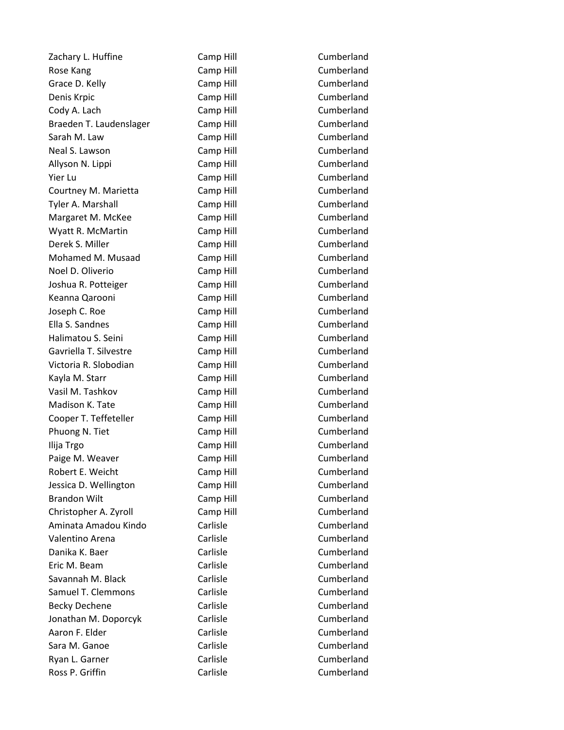| | | |
|---|---|---|
| Zachary L. Huffine | Camp Hill | Cumberland |
| Rose Kang | Camp Hill | Cumberland |
| Grace D. Kelly | Camp Hill | Cumberland |
| Denis Krpic | Camp Hill | Cumberland |
| Cody A. Lach | Camp Hill | Cumberland |
| Braeden T. Laudenslager | Camp Hill | Cumberland |
| Sarah M. Law | Camp Hill | Cumberland |
| Neal S. Lawson | Camp Hill | Cumberland |
| Allyson N. Lippi | Camp Hill | Cumberland |
| Yier Lu | Camp Hill | Cumberland |
| Courtney M. Marietta | Camp Hill | Cumberland |
| Tyler A. Marshall | Camp Hill | Cumberland |
| Margaret M. McKee | Camp Hill | Cumberland |
| Wyatt R. McMartin | Camp Hill | Cumberland |
| Derek S. Miller | Camp Hill | Cumberland |
| Mohamed M. Musaad | Camp Hill | Cumberland |
| Noel D. Oliverio | Camp Hill | Cumberland |
| Joshua R. Potteiger | Camp Hill | Cumberland |
| Keanna Qarooni | Camp Hill | Cumberland |
| Joseph C. Roe | Camp Hill | Cumberland |
| Ella S. Sandnes | Camp Hill | Cumberland |
| Halimatou S. Seini | Camp Hill | Cumberland |
| Gavriella T. Silvestre | Camp Hill | Cumberland |
| Victoria R. Slobodian | Camp Hill | Cumberland |
| Kayla M. Starr | Camp Hill | Cumberland |
| Vasil M. Tashkov | Camp Hill | Cumberland |
| Madison K. Tate | Camp Hill | Cumberland |
| Cooper T. Teffeteller | Camp Hill | Cumberland |
| Phuong N. Tiet | Camp Hill | Cumberland |
| Ilija Trgo | Camp Hill | Cumberland |
| Paige M. Weaver | Camp Hill | Cumberland |
| Robert E. Weicht | Camp Hill | Cumberland |
| Jessica D. Wellington | Camp Hill | Cumberland |
| Brandon Wilt | Camp Hill | Cumberland |
| Christopher A. Zyroll | Camp Hill | Cumberland |
| Aminata Amadou Kindo | Carlisle | Cumberland |
| Valentino Arena | Carlisle | Cumberland |
| Danika K. Baer | Carlisle | Cumberland |
| Eric M. Beam | Carlisle | Cumberland |
| Savannah M. Black | Carlisle | Cumberland |
| Samuel T. Clemmons | Carlisle | Cumberland |
| Becky Dechene | Carlisle | Cumberland |
| Jonathan M. Doporcyk | Carlisle | Cumberland |
| Aaron F. Elder | Carlisle | Cumberland |
| Sara M. Ganoe | Carlisle | Cumberland |
| Ryan L. Garner | Carlisle | Cumberland |
| Ross P. Griffin | Carlisle | Cumberland |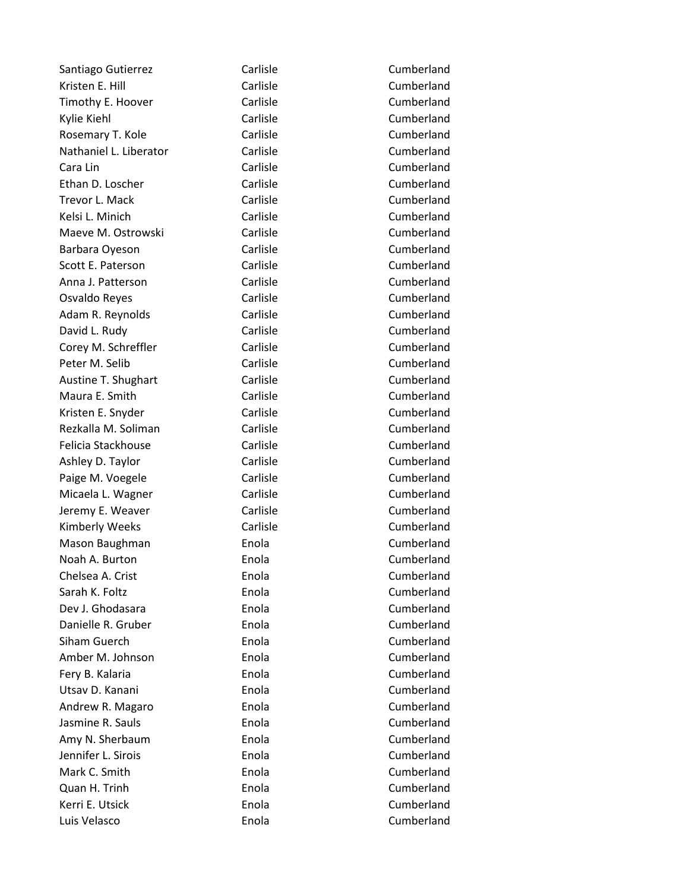| | | |
|---|---|---|
| Santiago Gutierrez | Carlisle | Cumberland |
| Kristen E. Hill | Carlisle | Cumberland |
| Timothy E. Hoover | Carlisle | Cumberland |
| Kylie Kiehl | Carlisle | Cumberland |
| Rosemary T. Kole | Carlisle | Cumberland |
| Nathaniel L. Liberator | Carlisle | Cumberland |
| Cara Lin | Carlisle | Cumberland |
| Ethan D. Loscher | Carlisle | Cumberland |
| Trevor L. Mack | Carlisle | Cumberland |
| Kelsi L. Minich | Carlisle | Cumberland |
| Maeve M. Ostrowski | Carlisle | Cumberland |
| Barbara Oyeson | Carlisle | Cumberland |
| Scott E. Paterson | Carlisle | Cumberland |
| Anna J. Patterson | Carlisle | Cumberland |
| Osvaldo Reyes | Carlisle | Cumberland |
| Adam R. Reynolds | Carlisle | Cumberland |
| David L. Rudy | Carlisle | Cumberland |
| Corey M. Schreffler | Carlisle | Cumberland |
| Peter M. Selib | Carlisle | Cumberland |
| Austine T. Shughart | Carlisle | Cumberland |
| Maura E. Smith | Carlisle | Cumberland |
| Kristen E. Snyder | Carlisle | Cumberland |
| Rezkalla M. Soliman | Carlisle | Cumberland |
| Felicia Stackhouse | Carlisle | Cumberland |
| Ashley D. Taylor | Carlisle | Cumberland |
| Paige M. Voegele | Carlisle | Cumberland |
| Micaela L. Wagner | Carlisle | Cumberland |
| Jeremy E. Weaver | Carlisle | Cumberland |
| Kimberly Weeks | Carlisle | Cumberland |
| Mason Baughman | Enola | Cumberland |
| Noah A. Burton | Enola | Cumberland |
| Chelsea A. Crist | Enola | Cumberland |
| Sarah K. Foltz | Enola | Cumberland |
| Dev J. Ghodasara | Enola | Cumberland |
| Danielle R. Gruber | Enola | Cumberland |
| Siham Guerch | Enola | Cumberland |
| Amber M. Johnson | Enola | Cumberland |
| Fery B. Kalaria | Enola | Cumberland |
| Utsav D. Kanani | Enola | Cumberland |
| Andrew R. Magaro | Enola | Cumberland |
| Jasmine R. Sauls | Enola | Cumberland |
| Amy N. Sherbaum | Enola | Cumberland |
| Jennifer L. Sirois | Enola | Cumberland |
| Mark C. Smith | Enola | Cumberland |
| Quan H. Trinh | Enola | Cumberland |
| Kerri E. Utsick | Enola | Cumberland |
| Luis Velasco | Enola | Cumberland |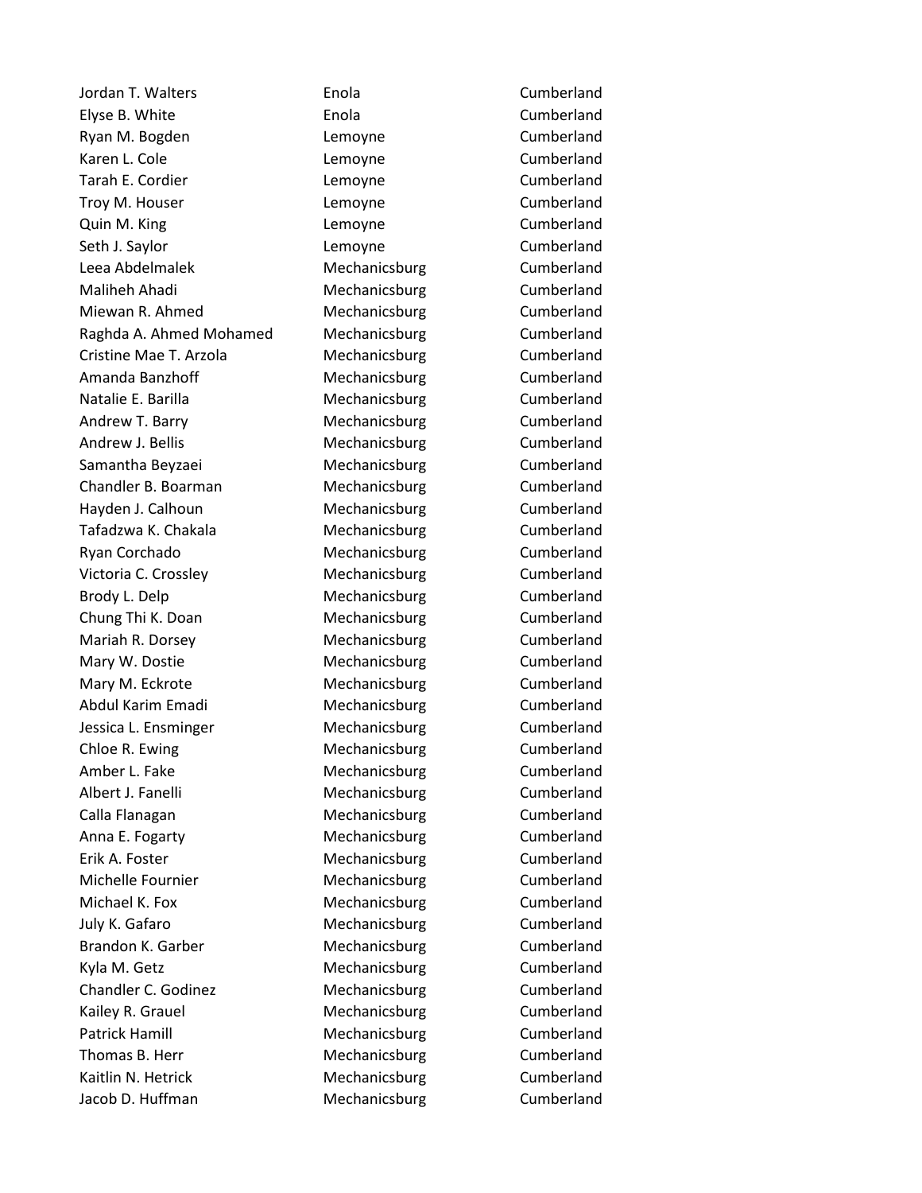| | | |
|---|---|---|
| Jordan T. Walters | Enola | Cumberland |
| Elyse B. White | Enola | Cumberland |
| Ryan M. Bogden | Lemoyne | Cumberland |
| Karen L. Cole | Lemoyne | Cumberland |
| Tarah E. Cordier | Lemoyne | Cumberland |
| Troy M. Houser | Lemoyne | Cumberland |
| Quin M. King | Lemoyne | Cumberland |
| Seth J. Saylor | Lemoyne | Cumberland |
| Leea Abdelmalek | Mechanicsburg | Cumberland |
| Maliheh Ahadi | Mechanicsburg | Cumberland |
| Miewan R. Ahmed | Mechanicsburg | Cumberland |
| Raghda A. Ahmed Mohamed | Mechanicsburg | Cumberland |
| Cristine Mae T. Arzola | Mechanicsburg | Cumberland |
| Amanda Banzhoff | Mechanicsburg | Cumberland |
| Natalie E. Barilla | Mechanicsburg | Cumberland |
| Andrew T. Barry | Mechanicsburg | Cumberland |
| Andrew J. Bellis | Mechanicsburg | Cumberland |
| Samantha Beyzaei | Mechanicsburg | Cumberland |
| Chandler B. Boarman | Mechanicsburg | Cumberland |
| Hayden J. Calhoun | Mechanicsburg | Cumberland |
| Tafadzwa K. Chakala | Mechanicsburg | Cumberland |
| Ryan Corchado | Mechanicsburg | Cumberland |
| Victoria C. Crossley | Mechanicsburg | Cumberland |
| Brody L. Delp | Mechanicsburg | Cumberland |
| Chung Thi K. Doan | Mechanicsburg | Cumberland |
| Mariah R. Dorsey | Mechanicsburg | Cumberland |
| Mary W. Dostie | Mechanicsburg | Cumberland |
| Mary M. Eckrote | Mechanicsburg | Cumberland |
| Abdul Karim Emadi | Mechanicsburg | Cumberland |
| Jessica L. Ensminger | Mechanicsburg | Cumberland |
| Chloe R. Ewing | Mechanicsburg | Cumberland |
| Amber L. Fake | Mechanicsburg | Cumberland |
| Albert J. Fanelli | Mechanicsburg | Cumberland |
| Calla Flanagan | Mechanicsburg | Cumberland |
| Anna E. Fogarty | Mechanicsburg | Cumberland |
| Erik A. Foster | Mechanicsburg | Cumberland |
| Michelle Fournier | Mechanicsburg | Cumberland |
| Michael K. Fox | Mechanicsburg | Cumberland |
| July K. Gafaro | Mechanicsburg | Cumberland |
| Brandon K. Garber | Mechanicsburg | Cumberland |
| Kyla M. Getz | Mechanicsburg | Cumberland |
| Chandler C. Godinez | Mechanicsburg | Cumberland |
| Kailey R. Grauel | Mechanicsburg | Cumberland |
| Patrick Hamill | Mechanicsburg | Cumberland |
| Thomas B. Herr | Mechanicsburg | Cumberland |
| Kaitlin N. Hetrick | Mechanicsburg | Cumberland |
| Jacob D. Huffman | Mechanicsburg | Cumberland |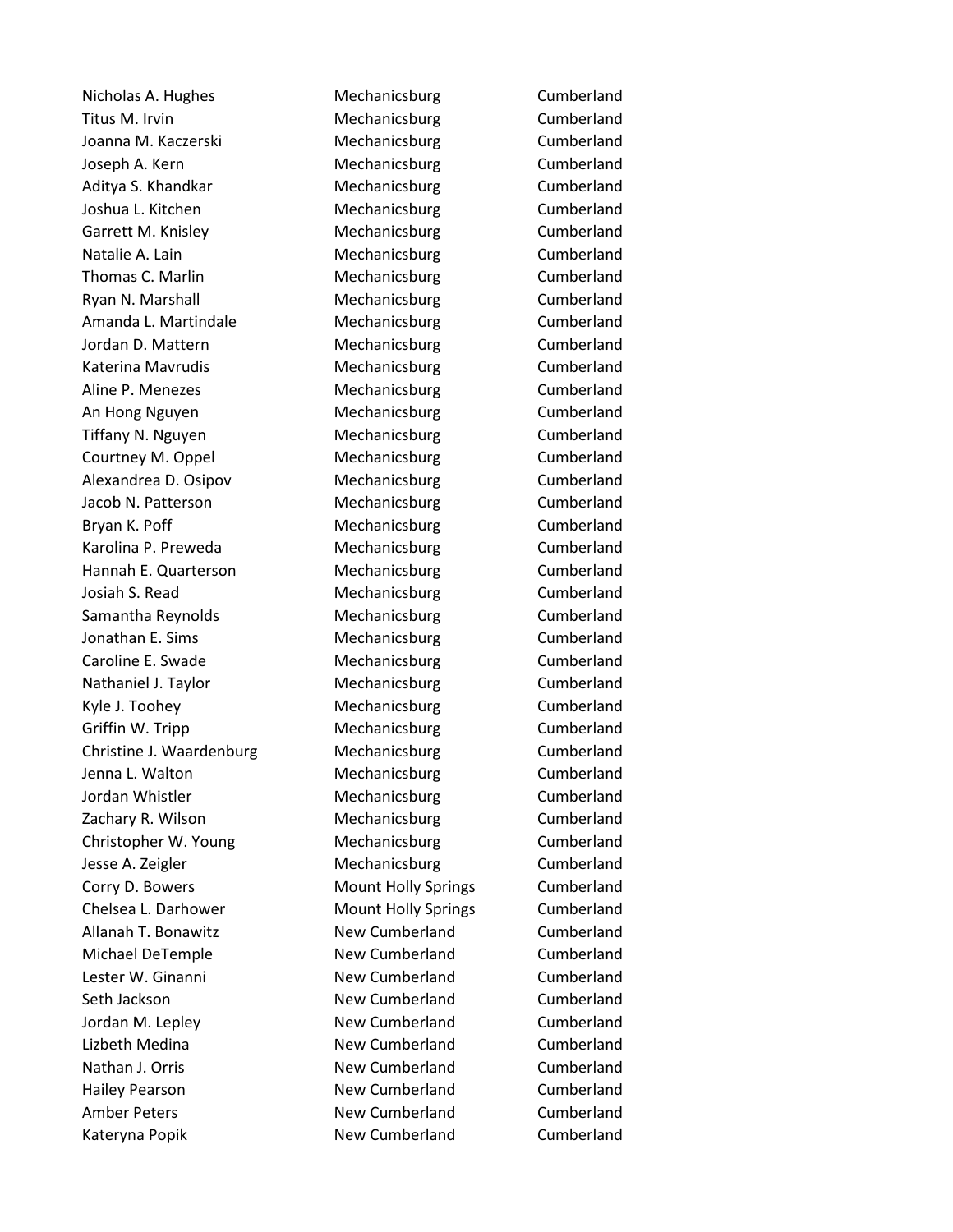| | | |
|---|---|---|
| Nicholas A. Hughes | Mechanicsburg | Cumberland |
| Titus M. Irvin | Mechanicsburg | Cumberland |
| Joanna M. Kaczerski | Mechanicsburg | Cumberland |
| Joseph A. Kern | Mechanicsburg | Cumberland |
| Aditya S. Khandkar | Mechanicsburg | Cumberland |
| Joshua L. Kitchen | Mechanicsburg | Cumberland |
| Garrett M. Knisley | Mechanicsburg | Cumberland |
| Natalie A. Lain | Mechanicsburg | Cumberland |
| Thomas C. Marlin | Mechanicsburg | Cumberland |
| Ryan N. Marshall | Mechanicsburg | Cumberland |
| Amanda L. Martindale | Mechanicsburg | Cumberland |
| Jordan D. Mattern | Mechanicsburg | Cumberland |
| Katerina Mavrudis | Mechanicsburg | Cumberland |
| Aline P. Menezes | Mechanicsburg | Cumberland |
| An Hong Nguyen | Mechanicsburg | Cumberland |
| Tiffany N. Nguyen | Mechanicsburg | Cumberland |
| Courtney M. Oppel | Mechanicsburg | Cumberland |
| Alexandrea D. Osipov | Mechanicsburg | Cumberland |
| Jacob N. Patterson | Mechanicsburg | Cumberland |
| Bryan K. Poff | Mechanicsburg | Cumberland |
| Karolina P. Preweda | Mechanicsburg | Cumberland |
| Hannah E. Quarterson | Mechanicsburg | Cumberland |
| Josiah S. Read | Mechanicsburg | Cumberland |
| Samantha Reynolds | Mechanicsburg | Cumberland |
| Jonathan E. Sims | Mechanicsburg | Cumberland |
| Caroline E. Swade | Mechanicsburg | Cumberland |
| Nathaniel J. Taylor | Mechanicsburg | Cumberland |
| Kyle J. Toohey | Mechanicsburg | Cumberland |
| Griffin W. Tripp | Mechanicsburg | Cumberland |
| Christine J. Waardenburg | Mechanicsburg | Cumberland |
| Jenna L. Walton | Mechanicsburg | Cumberland |
| Jordan Whistler | Mechanicsburg | Cumberland |
| Zachary R. Wilson | Mechanicsburg | Cumberland |
| Christopher W. Young | Mechanicsburg | Cumberland |
| Jesse A. Zeigler | Mechanicsburg | Cumberland |
| Corry D. Bowers | Mount Holly Springs | Cumberland |
| Chelsea L. Darhower | Mount Holly Springs | Cumberland |
| Allanah T. Bonawitz | New Cumberland | Cumberland |
| Michael DeTemple | New Cumberland | Cumberland |
| Lester W. Ginanni | New Cumberland | Cumberland |
| Seth Jackson | New Cumberland | Cumberland |
| Jordan M. Lepley | New Cumberland | Cumberland |
| Lizbeth Medina | New Cumberland | Cumberland |
| Nathan J. Orris | New Cumberland | Cumberland |
| Hailey Pearson | New Cumberland | Cumberland |
| Amber Peters | New Cumberland | Cumberland |
| Kateryna Popik | New Cumberland | Cumberland |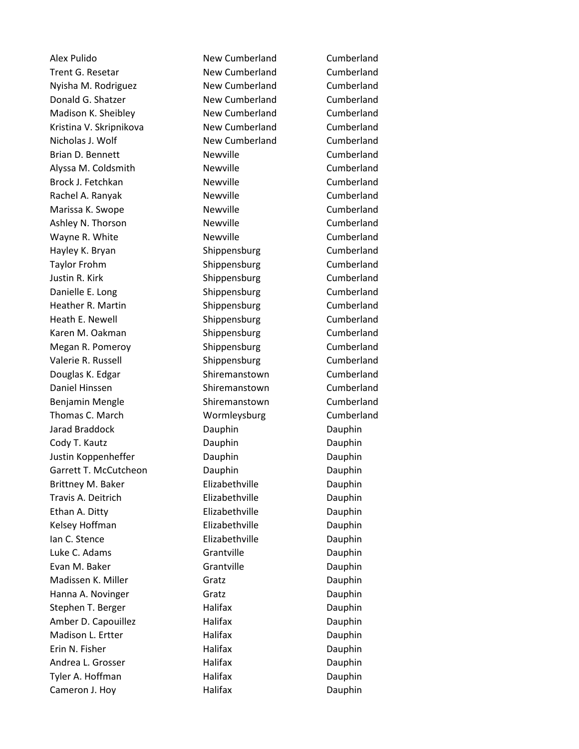| | | |
|---|---|---|
| Alex Pulido | New Cumberland | Cumberland |
| Trent G. Resetar | New Cumberland | Cumberland |
| Nyisha M. Rodriguez | New Cumberland | Cumberland |
| Donald G. Shatzer | New Cumberland | Cumberland |
| Madison K. Sheibley | New Cumberland | Cumberland |
| Kristina V. Skripnikova | New Cumberland | Cumberland |
| Nicholas J. Wolf | New Cumberland | Cumberland |
| Brian D. Bennett | Newville | Cumberland |
| Alyssa M. Coldsmith | Newville | Cumberland |
| Brock J. Fetchkan | Newville | Cumberland |
| Rachel A. Ranyak | Newville | Cumberland |
| Marissa K. Swope | Newville | Cumberland |
| Ashley N. Thorson | Newville | Cumberland |
| Wayne R. White | Newville | Cumberland |
| Hayley K. Bryan | Shippensburg | Cumberland |
| Taylor Frohm | Shippensburg | Cumberland |
| Justin R. Kirk | Shippensburg | Cumberland |
| Danielle E. Long | Shippensburg | Cumberland |
| Heather R. Martin | Shippensburg | Cumberland |
| Heath E. Newell | Shippensburg | Cumberland |
| Karen M. Oakman | Shippensburg | Cumberland |
| Megan R. Pomeroy | Shippensburg | Cumberland |
| Valerie R. Russell | Shippensburg | Cumberland |
| Douglas K. Edgar | Shiremanstown | Cumberland |
| Daniel Hinssen | Shiremanstown | Cumberland |
| Benjamin Mengle | Shiremanstown | Cumberland |
| Thomas C. March | Wormleysburg | Cumberland |
| Jarad Braddock | Dauphin | Dauphin |
| Cody T. Kautz | Dauphin | Dauphin |
| Justin Koppenheffer | Dauphin | Dauphin |
| Garrett T. McCutcheon | Dauphin | Dauphin |
| Brittney M. Baker | Elizabethville | Dauphin |
| Travis A. Deitrich | Elizabethville | Dauphin |
| Ethan A. Ditty | Elizabethville | Dauphin |
| Kelsey Hoffman | Elizabethville | Dauphin |
| Ian C. Stence | Elizabethville | Dauphin |
| Luke C. Adams | Grantville | Dauphin |
| Evan M. Baker | Grantville | Dauphin |
| Madissen K. Miller | Gratz | Dauphin |
| Hanna A. Novinger | Gratz | Dauphin |
| Stephen T. Berger | Halifax | Dauphin |
| Amber D. Capouillez | Halifax | Dauphin |
| Madison L. Ertter | Halifax | Dauphin |
| Erin N. Fisher | Halifax | Dauphin |
| Andrea L. Grosser | Halifax | Dauphin |
| Tyler A. Hoffman | Halifax | Dauphin |
| Cameron J. Hoy | Halifax | Dauphin |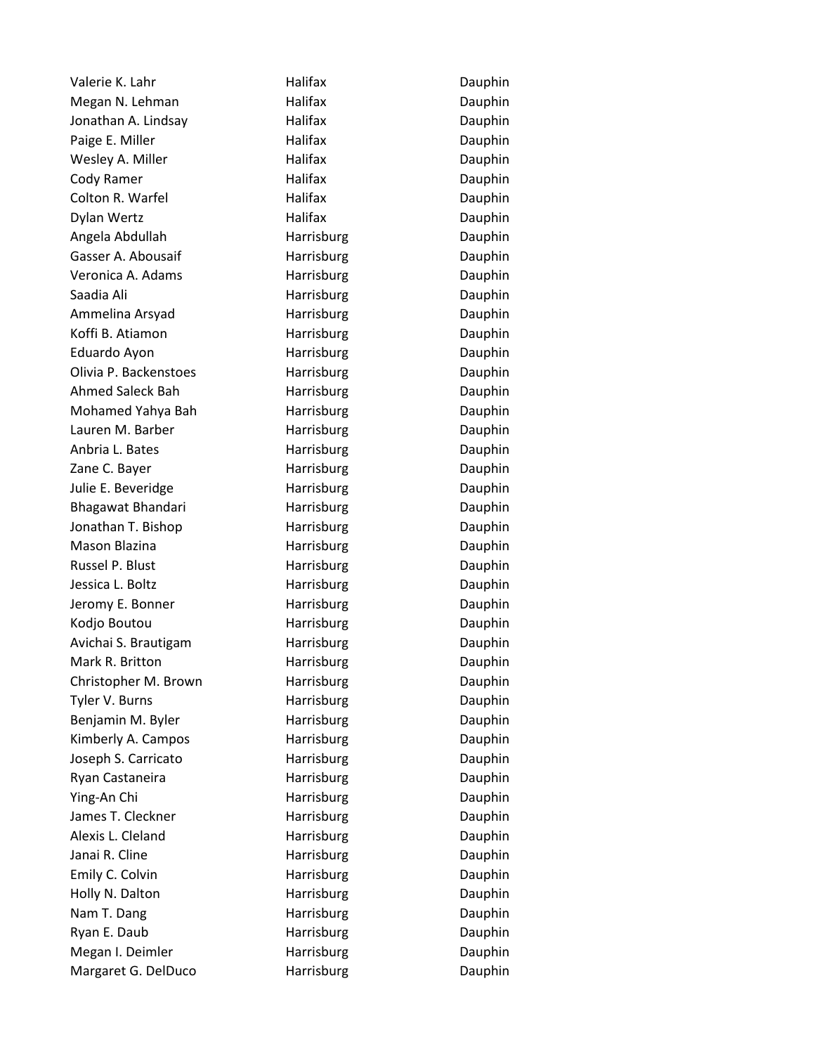| | | |
|---|---|---|
| Valerie K. Lahr | Halifax | Dauphin |
| Megan N. Lehman | Halifax | Dauphin |
| Jonathan A. Lindsay | Halifax | Dauphin |
| Paige E. Miller | Halifax | Dauphin |
| Wesley A. Miller | Halifax | Dauphin |
| Cody Ramer | Halifax | Dauphin |
| Colton R. Warfel | Halifax | Dauphin |
| Dylan Wertz | Halifax | Dauphin |
| Angela Abdullah | Harrisburg | Dauphin |
| Gasser A. Abousaif | Harrisburg | Dauphin |
| Veronica A. Adams | Harrisburg | Dauphin |
| Saadia Ali | Harrisburg | Dauphin |
| Ammelina Arsyad | Harrisburg | Dauphin |
| Koffi B. Atiamon | Harrisburg | Dauphin |
| Eduardo Ayon | Harrisburg | Dauphin |
| Olivia P. Backenstoes | Harrisburg | Dauphin |
| Ahmed Saleck Bah | Harrisburg | Dauphin |
| Mohamed Yahya Bah | Harrisburg | Dauphin |
| Lauren M. Barber | Harrisburg | Dauphin |
| Anbria L. Bates | Harrisburg | Dauphin |
| Zane C. Bayer | Harrisburg | Dauphin |
| Julie E. Beveridge | Harrisburg | Dauphin |
| Bhagawat Bhandari | Harrisburg | Dauphin |
| Jonathan T. Bishop | Harrisburg | Dauphin |
| Mason Blazina | Harrisburg | Dauphin |
| Russel P. Blust | Harrisburg | Dauphin |
| Jessica L. Boltz | Harrisburg | Dauphin |
| Jeromy E. Bonner | Harrisburg | Dauphin |
| Kodjo Boutou | Harrisburg | Dauphin |
| Avichai S. Brautigam | Harrisburg | Dauphin |
| Mark R. Britton | Harrisburg | Dauphin |
| Christopher M. Brown | Harrisburg | Dauphin |
| Tyler V. Burns | Harrisburg | Dauphin |
| Benjamin M. Byler | Harrisburg | Dauphin |
| Kimberly A. Campos | Harrisburg | Dauphin |
| Joseph S. Carricato | Harrisburg | Dauphin |
| Ryan Castaneira | Harrisburg | Dauphin |
| Ying-An Chi | Harrisburg | Dauphin |
| James T. Cleckner | Harrisburg | Dauphin |
| Alexis L. Cleland | Harrisburg | Dauphin |
| Janai R. Cline | Harrisburg | Dauphin |
| Emily C. Colvin | Harrisburg | Dauphin |
| Holly N. Dalton | Harrisburg | Dauphin |
| Nam T. Dang | Harrisburg | Dauphin |
| Ryan E. Daub | Harrisburg | Dauphin |
| Megan I. Deimler | Harrisburg | Dauphin |
| Margaret G. DelDuco | Harrisburg | Dauphin |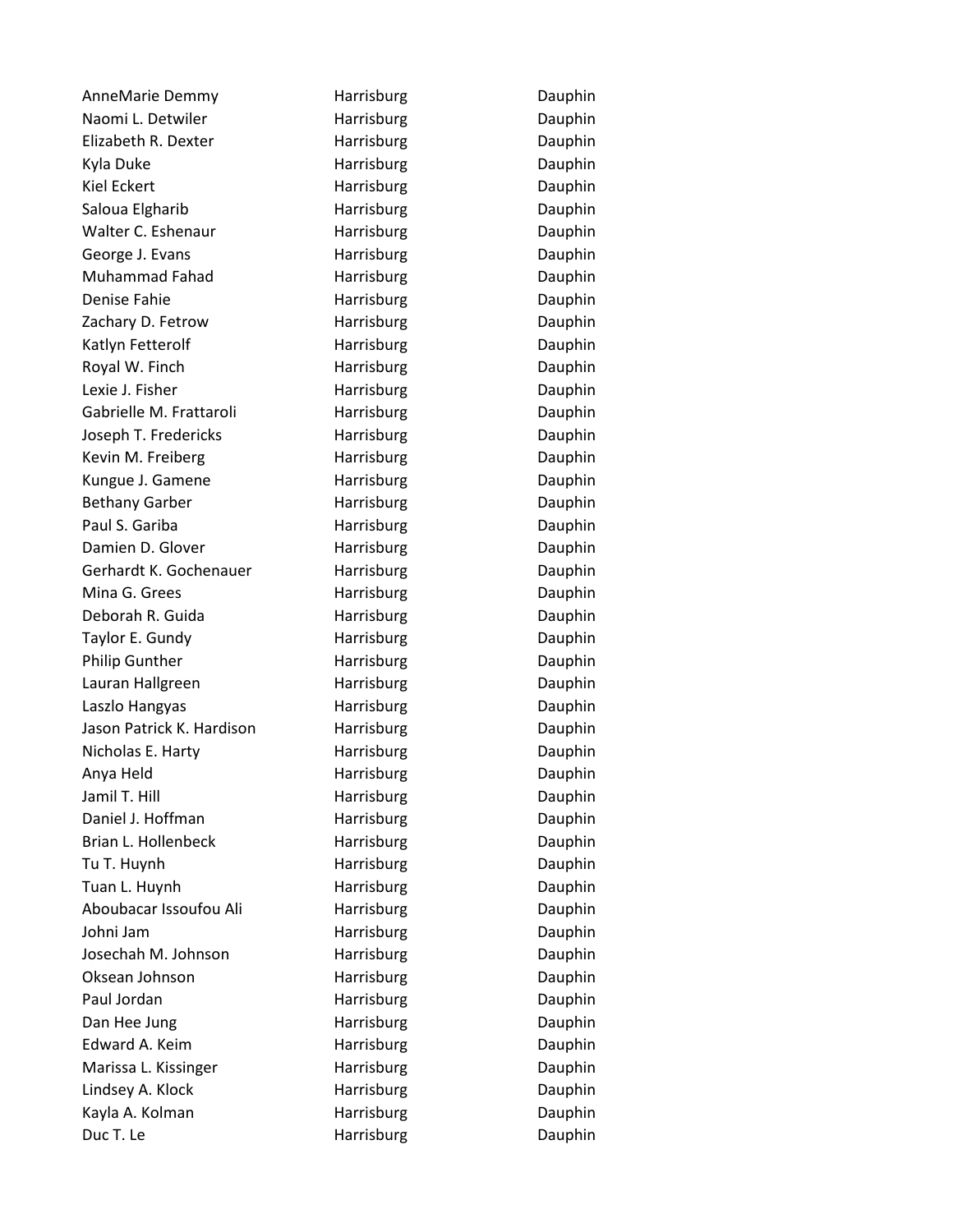| | | |
|---|---|---|
| AnneMarie Demmy | Harrisburg | Dauphin |
| Naomi L. Detwiler | Harrisburg | Dauphin |
| Elizabeth R. Dexter | Harrisburg | Dauphin |
| Kyla Duke | Harrisburg | Dauphin |
| Kiel Eckert | Harrisburg | Dauphin |
| Saloua Elgharib | Harrisburg | Dauphin |
| Walter C. Eshenaur | Harrisburg | Dauphin |
| George J. Evans | Harrisburg | Dauphin |
| Muhammad Fahad | Harrisburg | Dauphin |
| Denise Fahie | Harrisburg | Dauphin |
| Zachary D. Fetrow | Harrisburg | Dauphin |
| Katlyn Fetterolf | Harrisburg | Dauphin |
| Royal W. Finch | Harrisburg | Dauphin |
| Lexie J. Fisher | Harrisburg | Dauphin |
| Gabrielle M. Frattaroli | Harrisburg | Dauphin |
| Joseph T. Fredericks | Harrisburg | Dauphin |
| Kevin M. Freiberg | Harrisburg | Dauphin |
| Kungue J. Gamene | Harrisburg | Dauphin |
| Bethany Garber | Harrisburg | Dauphin |
| Paul S. Gariba | Harrisburg | Dauphin |
| Damien D. Glover | Harrisburg | Dauphin |
| Gerhardt K. Gochenauer | Harrisburg | Dauphin |
| Mina G. Grees | Harrisburg | Dauphin |
| Deborah R. Guida | Harrisburg | Dauphin |
| Taylor E. Gundy | Harrisburg | Dauphin |
| Philip Gunther | Harrisburg | Dauphin |
| Lauran Hallgreen | Harrisburg | Dauphin |
| Laszlo Hangyas | Harrisburg | Dauphin |
| Jason Patrick K. Hardison | Harrisburg | Dauphin |
| Nicholas E. Harty | Harrisburg | Dauphin |
| Anya Held | Harrisburg | Dauphin |
| Jamil T. Hill | Harrisburg | Dauphin |
| Daniel J. Hoffman | Harrisburg | Dauphin |
| Brian L. Hollenbeck | Harrisburg | Dauphin |
| Tu T. Huynh | Harrisburg | Dauphin |
| Tuan L. Huynh | Harrisburg | Dauphin |
| Aboubacar Issoufou Ali | Harrisburg | Dauphin |
| Johni Jam | Harrisburg | Dauphin |
| Josechah M. Johnson | Harrisburg | Dauphin |
| Oksean Johnson | Harrisburg | Dauphin |
| Paul Jordan | Harrisburg | Dauphin |
| Dan Hee Jung | Harrisburg | Dauphin |
| Edward A. Keim | Harrisburg | Dauphin |
| Marissa L. Kissinger | Harrisburg | Dauphin |
| Lindsey A. Klock | Harrisburg | Dauphin |
| Kayla A. Kolman | Harrisburg | Dauphin |
| Duc T. Le | Harrisburg | Dauphin |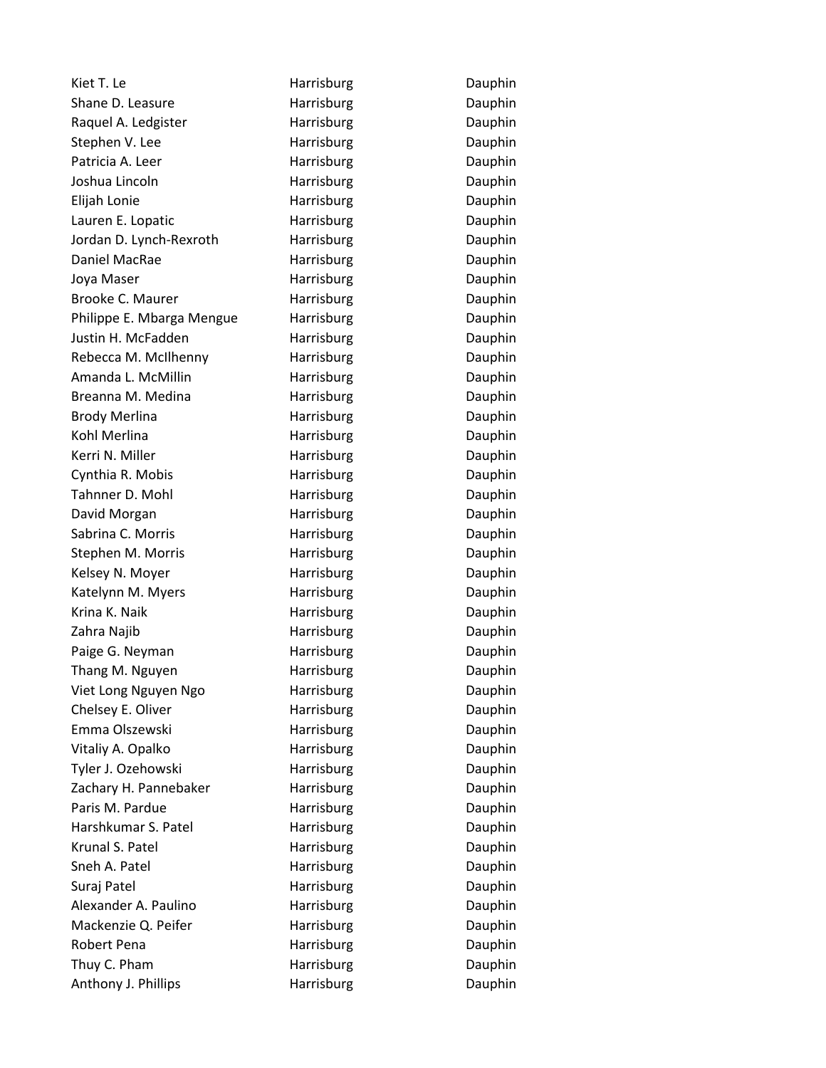| | | |
|---|---|---|
| Kiet T. Le | Harrisburg | Dauphin |
| Shane D. Leasure | Harrisburg | Dauphin |
| Raquel A. Ledgister | Harrisburg | Dauphin |
| Stephen V. Lee | Harrisburg | Dauphin |
| Patricia A. Leer | Harrisburg | Dauphin |
| Joshua Lincoln | Harrisburg | Dauphin |
| Elijah Lonie | Harrisburg | Dauphin |
| Lauren E. Lopatic | Harrisburg | Dauphin |
| Jordan D. Lynch-Rexroth | Harrisburg | Dauphin |
| Daniel MacRae | Harrisburg | Dauphin |
| Joya Maser | Harrisburg | Dauphin |
| Brooke C. Maurer | Harrisburg | Dauphin |
| Philippe E. Mbarga Mengue | Harrisburg | Dauphin |
| Justin H. McFadden | Harrisburg | Dauphin |
| Rebecca M. McIlhenny | Harrisburg | Dauphin |
| Amanda L. McMillin | Harrisburg | Dauphin |
| Breanna M. Medina | Harrisburg | Dauphin |
| Brody Merlina | Harrisburg | Dauphin |
| Kohl Merlina | Harrisburg | Dauphin |
| Kerri N. Miller | Harrisburg | Dauphin |
| Cynthia R. Mobis | Harrisburg | Dauphin |
| Tahnner D. Mohl | Harrisburg | Dauphin |
| David Morgan | Harrisburg | Dauphin |
| Sabrina C. Morris | Harrisburg | Dauphin |
| Stephen M. Morris | Harrisburg | Dauphin |
| Kelsey N. Moyer | Harrisburg | Dauphin |
| Katelynn M. Myers | Harrisburg | Dauphin |
| Krina K. Naik | Harrisburg | Dauphin |
| Zahra Najib | Harrisburg | Dauphin |
| Paige G. Neyman | Harrisburg | Dauphin |
| Thang M. Nguyen | Harrisburg | Dauphin |
| Viet Long Nguyen Ngo | Harrisburg | Dauphin |
| Chelsey E. Oliver | Harrisburg | Dauphin |
| Emma Olszewski | Harrisburg | Dauphin |
| Vitaliy A. Opalko | Harrisburg | Dauphin |
| Tyler J. Ozehowski | Harrisburg | Dauphin |
| Zachary H. Pannebaker | Harrisburg | Dauphin |
| Paris M. Pardue | Harrisburg | Dauphin |
| Harshkumar S. Patel | Harrisburg | Dauphin |
| Krunal S. Patel | Harrisburg | Dauphin |
| Sneh A. Patel | Harrisburg | Dauphin |
| Suraj Patel | Harrisburg | Dauphin |
| Alexander A. Paulino | Harrisburg | Dauphin |
| Mackenzie Q. Peifer | Harrisburg | Dauphin |
| Robert Pena | Harrisburg | Dauphin |
| Thuy C. Pham | Harrisburg | Dauphin |
| Anthony J. Phillips | Harrisburg | Dauphin |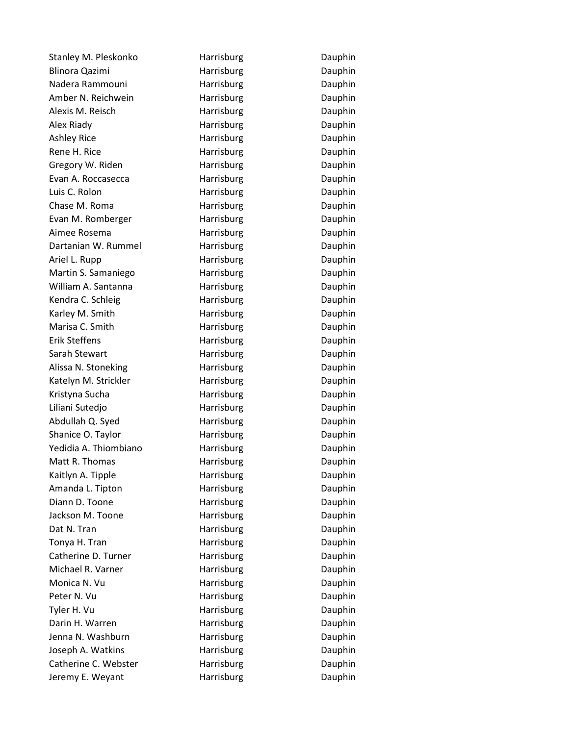| | | |
|---|---|---|
| Stanley M. Pleskonko | Harrisburg | Dauphin |
| Blinora Qazimi | Harrisburg | Dauphin |
| Nadera Rammouni | Harrisburg | Dauphin |
| Amber N. Reichwein | Harrisburg | Dauphin |
| Alexis M. Reisch | Harrisburg | Dauphin |
| Alex Riady | Harrisburg | Dauphin |
| Ashley Rice | Harrisburg | Dauphin |
| Rene H. Rice | Harrisburg | Dauphin |
| Gregory W. Riden | Harrisburg | Dauphin |
| Evan A. Roccasecca | Harrisburg | Dauphin |
| Luis C. Rolon | Harrisburg | Dauphin |
| Chase M. Roma | Harrisburg | Dauphin |
| Evan M. Romberger | Harrisburg | Dauphin |
| Aimee Rosema | Harrisburg | Dauphin |
| Dartanian W. Rummel | Harrisburg | Dauphin |
| Ariel L. Rupp | Harrisburg | Dauphin |
| Martin S. Samaniego | Harrisburg | Dauphin |
| William A. Santanna | Harrisburg | Dauphin |
| Kendra C. Schleig | Harrisburg | Dauphin |
| Karley M. Smith | Harrisburg | Dauphin |
| Marisa C. Smith | Harrisburg | Dauphin |
| Erik Steffens | Harrisburg | Dauphin |
| Sarah Stewart | Harrisburg | Dauphin |
| Alissa N. Stoneking | Harrisburg | Dauphin |
| Katelyn M. Strickler | Harrisburg | Dauphin |
| Kristyna Sucha | Harrisburg | Dauphin |
| Liliani Sutedjo | Harrisburg | Dauphin |
| Abdullah Q. Syed | Harrisburg | Dauphin |
| Shanice O. Taylor | Harrisburg | Dauphin |
| Yedidia A. Thiombiano | Harrisburg | Dauphin |
| Matt R. Thomas | Harrisburg | Dauphin |
| Kaitlyn A. Tipple | Harrisburg | Dauphin |
| Amanda L. Tipton | Harrisburg | Dauphin |
| Diann D. Toone | Harrisburg | Dauphin |
| Jackson M. Toone | Harrisburg | Dauphin |
| Dat N. Tran | Harrisburg | Dauphin |
| Tonya H. Tran | Harrisburg | Dauphin |
| Catherine D. Turner | Harrisburg | Dauphin |
| Michael R. Varner | Harrisburg | Dauphin |
| Monica N. Vu | Harrisburg | Dauphin |
| Peter N. Vu | Harrisburg | Dauphin |
| Tyler H. Vu | Harrisburg | Dauphin |
| Darin H. Warren | Harrisburg | Dauphin |
| Jenna N. Washburn | Harrisburg | Dauphin |
| Joseph A. Watkins | Harrisburg | Dauphin |
| Catherine C. Webster | Harrisburg | Dauphin |
| Jeremy E. Weyant | Harrisburg | Dauphin |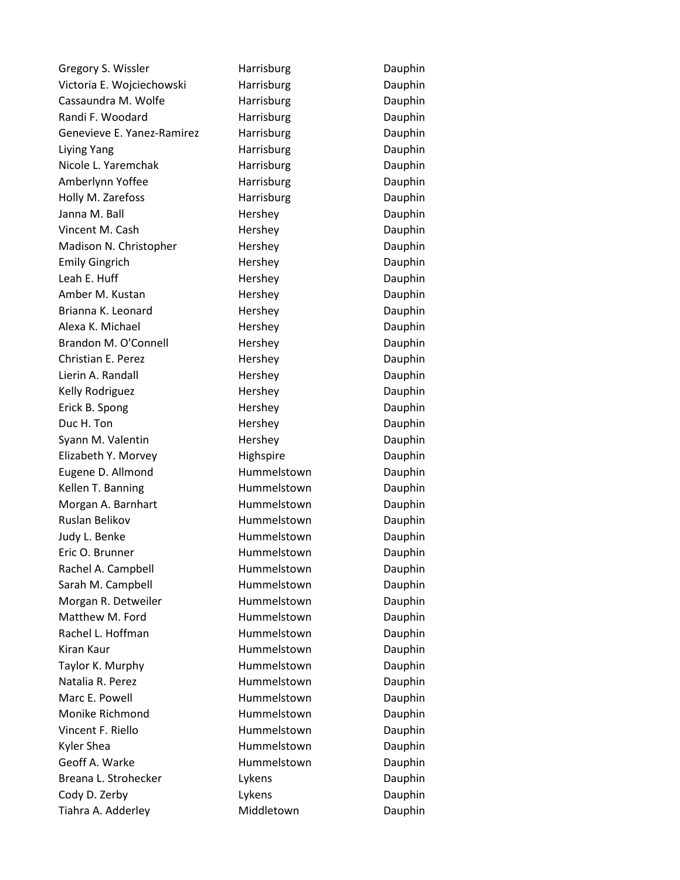| | | |
|---|---|---|
| Gregory S. Wissler | Harrisburg | Dauphin |
| Victoria E. Wojciechowski | Harrisburg | Dauphin |
| Cassaundra M. Wolfe | Harrisburg | Dauphin |
| Randi F. Woodard | Harrisburg | Dauphin |
| Genevieve E. Yanez-Ramirez | Harrisburg | Dauphin |
| Liying Yang | Harrisburg | Dauphin |
| Nicole L. Yaremchak | Harrisburg | Dauphin |
| Amberlynn Yoffee | Harrisburg | Dauphin |
| Holly M. Zarefoss | Harrisburg | Dauphin |
| Janna M. Ball | Hershey | Dauphin |
| Vincent M. Cash | Hershey | Dauphin |
| Madison N. Christopher | Hershey | Dauphin |
| Emily Gingrich | Hershey | Dauphin |
| Leah E. Huff | Hershey | Dauphin |
| Amber M. Kustan | Hershey | Dauphin |
| Brianna K. Leonard | Hershey | Dauphin |
| Alexa K. Michael | Hershey | Dauphin |
| Brandon M. O'Connell | Hershey | Dauphin |
| Christian E. Perez | Hershey | Dauphin |
| Lierin A. Randall | Hershey | Dauphin |
| Kelly Rodriguez | Hershey | Dauphin |
| Erick B. Spong | Hershey | Dauphin |
| Duc H. Ton | Hershey | Dauphin |
| Syann M. Valentin | Hershey | Dauphin |
| Elizabeth Y. Morvey | Highspire | Dauphin |
| Eugene D. Allmond | Hummelstown | Dauphin |
| Kellen T. Banning | Hummelstown | Dauphin |
| Morgan A. Barnhart | Hummelstown | Dauphin |
| Ruslan Belikov | Hummelstown | Dauphin |
| Judy L. Benke | Hummelstown | Dauphin |
| Eric O. Brunner | Hummelstown | Dauphin |
| Rachel A. Campbell | Hummelstown | Dauphin |
| Sarah M. Campbell | Hummelstown | Dauphin |
| Morgan R. Detweiler | Hummelstown | Dauphin |
| Matthew M. Ford | Hummelstown | Dauphin |
| Rachel L. Hoffman | Hummelstown | Dauphin |
| Kiran Kaur | Hummelstown | Dauphin |
| Taylor K. Murphy | Hummelstown | Dauphin |
| Natalia R. Perez | Hummelstown | Dauphin |
| Marc E. Powell | Hummelstown | Dauphin |
| Monike Richmond | Hummelstown | Dauphin |
| Vincent F. Riello | Hummelstown | Dauphin |
| Kyler Shea | Hummelstown | Dauphin |
| Geoff A. Warke | Hummelstown | Dauphin |
| Breana L. Strohecker | Lykens | Dauphin |
| Cody D. Zerby | Lykens | Dauphin |
| Tiahra A. Adderley | Middletown | Dauphin |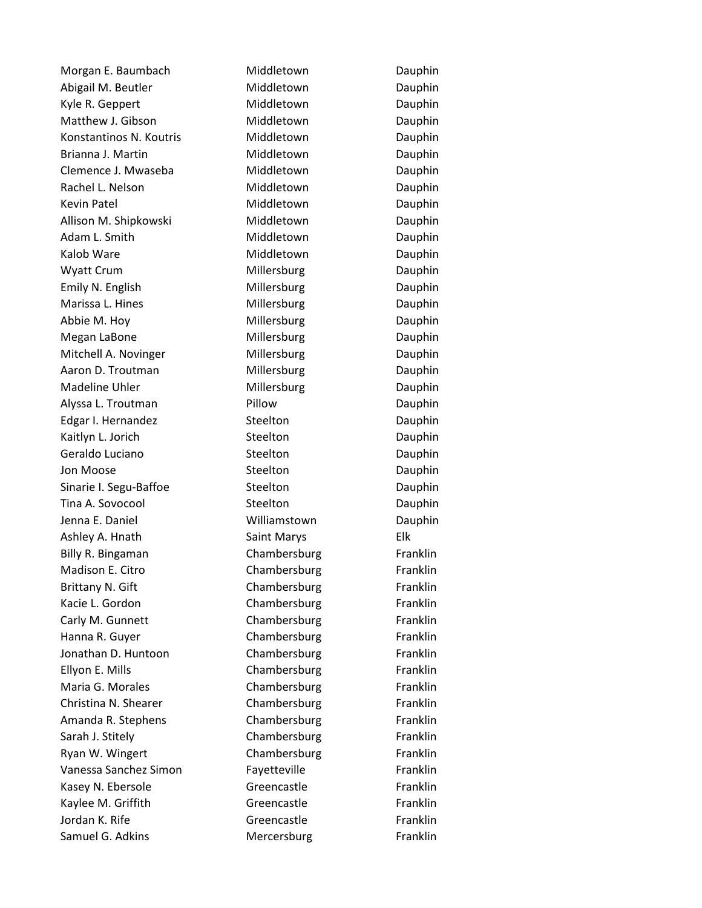| | | |
|---|---|---|
| Morgan E. Baumbach | Middletown | Dauphin |
| Abigail M. Beutler | Middletown | Dauphin |
| Kyle R. Geppert | Middletown | Dauphin |
| Matthew J. Gibson | Middletown | Dauphin |
| Konstantinos N. Koutris | Middletown | Dauphin |
| Brianna J. Martin | Middletown | Dauphin |
| Clemence J. Mwaseba | Middletown | Dauphin |
| Rachel L. Nelson | Middletown | Dauphin |
| Kevin Patel | Middletown | Dauphin |
| Allison M. Shipkowski | Middletown | Dauphin |
| Adam L. Smith | Middletown | Dauphin |
| Kalob Ware | Middletown | Dauphin |
| Wyatt Crum | Millersburg | Dauphin |
| Emily N. English | Millersburg | Dauphin |
| Marissa L. Hines | Millersburg | Dauphin |
| Abbie M. Hoy | Millersburg | Dauphin |
| Megan LaBone | Millersburg | Dauphin |
| Mitchell A. Novinger | Millersburg | Dauphin |
| Aaron D. Troutman | Millersburg | Dauphin |
| Madeline Uhler | Millersburg | Dauphin |
| Alyssa L. Troutman | Pillow | Dauphin |
| Edgar I. Hernandez | Steelton | Dauphin |
| Kaitlyn L. Jorich | Steelton | Dauphin |
| Geraldo Luciano | Steelton | Dauphin |
| Jon Moose | Steelton | Dauphin |
| Sinarie I. Segu-Baffoe | Steelton | Dauphin |
| Tina A. Sovocool | Steelton | Dauphin |
| Jenna E. Daniel | Williamstown | Dauphin |
| Ashley A. Hnath | Saint Marys | Elk |
| Billy R. Bingaman | Chambersburg | Franklin |
| Madison E. Citro | Chambersburg | Franklin |
| Brittany N. Gift | Chambersburg | Franklin |
| Kacie L. Gordon | Chambersburg | Franklin |
| Carly M. Gunnett | Chambersburg | Franklin |
| Hanna R. Guyer | Chambersburg | Franklin |
| Jonathan D. Huntoon | Chambersburg | Franklin |
| Ellyon E. Mills | Chambersburg | Franklin |
| Maria G. Morales | Chambersburg | Franklin |
| Christina N. Shearer | Chambersburg | Franklin |
| Amanda R. Stephens | Chambersburg | Franklin |
| Sarah J. Stitely | Chambersburg | Franklin |
| Ryan W. Wingert | Chambersburg | Franklin |
| Vanessa Sanchez Simon | Fayetteville | Franklin |
| Kasey N. Ebersole | Greencastle | Franklin |
| Kaylee M. Griffith | Greencastle | Franklin |
| Jordan K. Rife | Greencastle | Franklin |
| Samuel G. Adkins | Mercersburg | Franklin |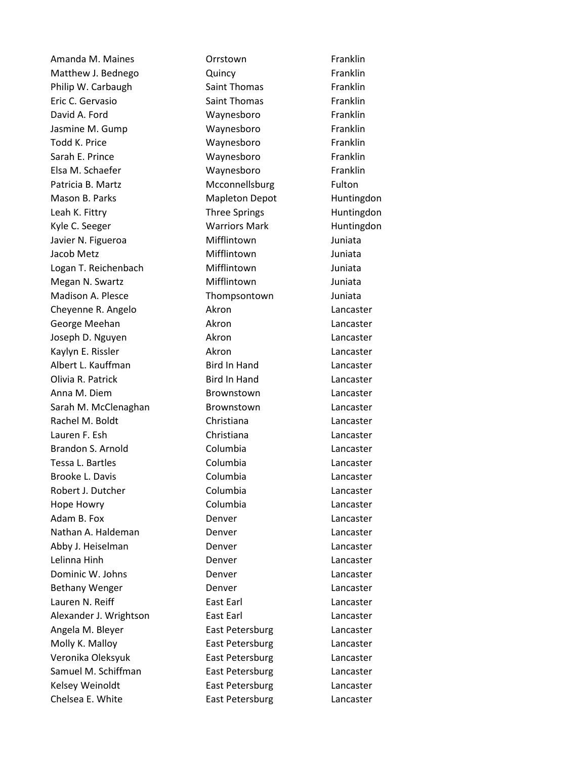| | | |
|---|---|---|
| Amanda M. Maines | Orrstown | Franklin |
| Matthew J. Bednego | Quincy | Franklin |
| Philip W. Carbaugh | Saint Thomas | Franklin |
| Eric C. Gervasio | Saint Thomas | Franklin |
| David A. Ford | Waynesboro | Franklin |
| Jasmine M. Gump | Waynesboro | Franklin |
| Todd K. Price | Waynesboro | Franklin |
| Sarah E. Prince | Waynesboro | Franklin |
| Elsa M. Schaefer | Waynesboro | Franklin |
| Patricia B. Martz | Mcconnellsburg | Fulton |
| Mason B. Parks | Mapleton Depot | Huntingdon |
| Leah K. Fittry | Three Springs | Huntingdon |
| Kyle C. Seeger | Warriors Mark | Huntingdon |
| Javier N. Figueroa | Mifflintown | Juniata |
| Jacob Metz | Mifflintown | Juniata |
| Logan T. Reichenbach | Mifflintown | Juniata |
| Megan N. Swartz | Mifflintown | Juniata |
| Madison A. Plesce | Thompsontown | Juniata |
| Cheyenne R. Angelo | Akron | Lancaster |
| George Meehan | Akron | Lancaster |
| Joseph D. Nguyen | Akron | Lancaster |
| Kaylyn E. Rissler | Akron | Lancaster |
| Albert L. Kauffman | Bird In Hand | Lancaster |
| Olivia R. Patrick | Bird In Hand | Lancaster |
| Anna M. Diem | Brownstown | Lancaster |
| Sarah M. McClenaghan | Brownstown | Lancaster |
| Rachel M. Boldt | Christiana | Lancaster |
| Lauren F. Esh | Christiana | Lancaster |
| Brandon S. Arnold | Columbia | Lancaster |
| Tessa L. Bartles | Columbia | Lancaster |
| Brooke L. Davis | Columbia | Lancaster |
| Robert J. Dutcher | Columbia | Lancaster |
| Hope Howry | Columbia | Lancaster |
| Adam B. Fox | Denver | Lancaster |
| Nathan A. Haldeman | Denver | Lancaster |
| Abby J. Heiselman | Denver | Lancaster |
| Lelinna Hinh | Denver | Lancaster |
| Dominic W. Johns | Denver | Lancaster |
| Bethany Wenger | Denver | Lancaster |
| Lauren N. Reiff | East Earl | Lancaster |
| Alexander J. Wrightson | East Earl | Lancaster |
| Angela M. Bleyer | East Petersburg | Lancaster |
| Molly K. Malloy | East Petersburg | Lancaster |
| Veronika Oleksyuk | East Petersburg | Lancaster |
| Samuel M. Schiffman | East Petersburg | Lancaster |
| Kelsey Weinoldt | East Petersburg | Lancaster |
| Chelsea E. White | East Petersburg | Lancaster |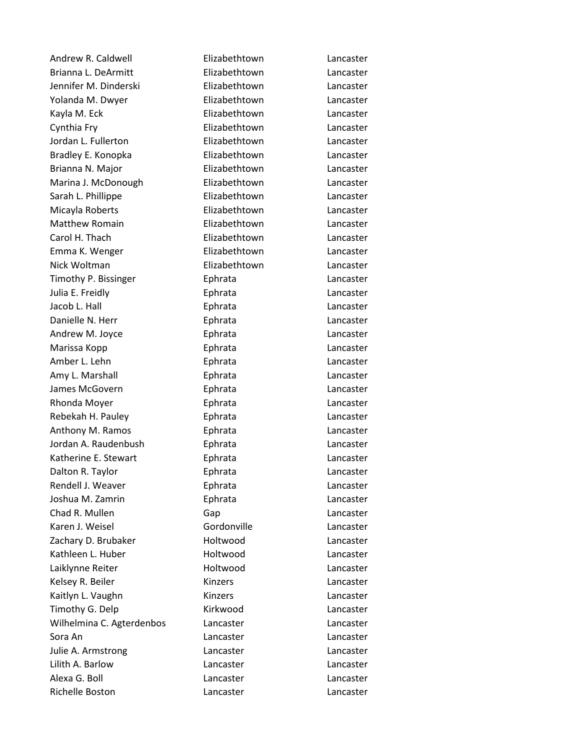| | | |
|---|---|---|
| Andrew R. Caldwell | Elizabethtown | Lancaster |
| Brianna L. DeArmitt | Elizabethtown | Lancaster |
| Jennifer M. Dinderski | Elizabethtown | Lancaster |
| Yolanda M. Dwyer | Elizabethtown | Lancaster |
| Kayla M. Eck | Elizabethtown | Lancaster |
| Cynthia Fry | Elizabethtown | Lancaster |
| Jordan L. Fullerton | Elizabethtown | Lancaster |
| Bradley E. Konopka | Elizabethtown | Lancaster |
| Brianna N. Major | Elizabethtown | Lancaster |
| Marina J. McDonough | Elizabethtown | Lancaster |
| Sarah L. Phillippe | Elizabethtown | Lancaster |
| Micayla Roberts | Elizabethtown | Lancaster |
| Matthew Romain | Elizabethtown | Lancaster |
| Carol H. Thach | Elizabethtown | Lancaster |
| Emma K. Wenger | Elizabethtown | Lancaster |
| Nick Woltman | Elizabethtown | Lancaster |
| Timothy P. Bissinger | Ephrata | Lancaster |
| Julia E. Freidly | Ephrata | Lancaster |
| Jacob L. Hall | Ephrata | Lancaster |
| Danielle N. Herr | Ephrata | Lancaster |
| Andrew M. Joyce | Ephrata | Lancaster |
| Marissa Kopp | Ephrata | Lancaster |
| Amber L. Lehn | Ephrata | Lancaster |
| Amy L. Marshall | Ephrata | Lancaster |
| James McGovern | Ephrata | Lancaster |
| Rhonda Moyer | Ephrata | Lancaster |
| Rebekah H. Pauley | Ephrata | Lancaster |
| Anthony M. Ramos | Ephrata | Lancaster |
| Jordan A. Raudenbush | Ephrata | Lancaster |
| Katherine E. Stewart | Ephrata | Lancaster |
| Dalton R. Taylor | Ephrata | Lancaster |
| Rendell J. Weaver | Ephrata | Lancaster |
| Joshua M. Zamrin | Ephrata | Lancaster |
| Chad R. Mullen | Gap | Lancaster |
| Karen J. Weisel | Gordonville | Lancaster |
| Zachary D. Brubaker | Holtwood | Lancaster |
| Kathleen L. Huber | Holtwood | Lancaster |
| Laiklynne Reiter | Holtwood | Lancaster |
| Kelsey R. Beiler | Kinzers | Lancaster |
| Kaitlyn L. Vaughn | Kinzers | Lancaster |
| Timothy G. Delp | Kirkwood | Lancaster |
| Wilhelmina C. Agterdenbos | Lancaster | Lancaster |
| Sora An | Lancaster | Lancaster |
| Julie A. Armstrong | Lancaster | Lancaster |
| Lilith A. Barlow | Lancaster | Lancaster |
| Alexa G. Boll | Lancaster | Lancaster |
| Richelle Boston | Lancaster | Lancaster |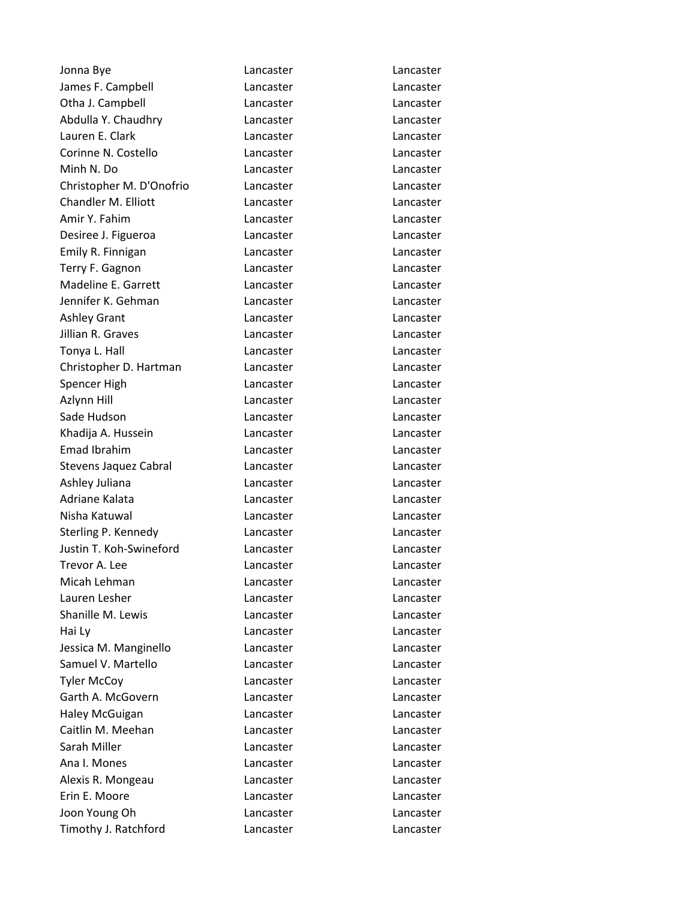| | | |
|---|---|---|
| Jonna Bye | Lancaster | Lancaster |
| James F. Campbell | Lancaster | Lancaster |
| Otha J. Campbell | Lancaster | Lancaster |
| Abdulla Y. Chaudhry | Lancaster | Lancaster |
| Lauren E. Clark | Lancaster | Lancaster |
| Corinne N. Costello | Lancaster | Lancaster |
| Minh N. Do | Lancaster | Lancaster |
| Christopher M. D'Onofrio | Lancaster | Lancaster |
| Chandler M. Elliott | Lancaster | Lancaster |
| Amir Y. Fahim | Lancaster | Lancaster |
| Desiree J. Figueroa | Lancaster | Lancaster |
| Emily R. Finnigan | Lancaster | Lancaster |
| Terry F. Gagnon | Lancaster | Lancaster |
| Madeline E. Garrett | Lancaster | Lancaster |
| Jennifer K. Gehman | Lancaster | Lancaster |
| Ashley Grant | Lancaster | Lancaster |
| Jillian R. Graves | Lancaster | Lancaster |
| Tonya L. Hall | Lancaster | Lancaster |
| Christopher D. Hartman | Lancaster | Lancaster |
| Spencer High | Lancaster | Lancaster |
| Azlynn Hill | Lancaster | Lancaster |
| Sade Hudson | Lancaster | Lancaster |
| Khadija A. Hussein | Lancaster | Lancaster |
| Emad Ibrahim | Lancaster | Lancaster |
| Stevens Jaquez Cabral | Lancaster | Lancaster |
| Ashley Juliana | Lancaster | Lancaster |
| Adriane Kalata | Lancaster | Lancaster |
| Nisha Katuwal | Lancaster | Lancaster |
| Sterling P. Kennedy | Lancaster | Lancaster |
| Justin T. Koh-Swineford | Lancaster | Lancaster |
| Trevor A. Lee | Lancaster | Lancaster |
| Micah Lehman | Lancaster | Lancaster |
| Lauren Lesher | Lancaster | Lancaster |
| Shanille M. Lewis | Lancaster | Lancaster |
| Hai Ly | Lancaster | Lancaster |
| Jessica M. Manginello | Lancaster | Lancaster |
| Samuel V. Martello | Lancaster | Lancaster |
| Tyler McCoy | Lancaster | Lancaster |
| Garth A. McGovern | Lancaster | Lancaster |
| Haley McGuigan | Lancaster | Lancaster |
| Caitlin M. Meehan | Lancaster | Lancaster |
| Sarah Miller | Lancaster | Lancaster |
| Ana I. Mones | Lancaster | Lancaster |
| Alexis R. Mongeau | Lancaster | Lancaster |
| Erin E. Moore | Lancaster | Lancaster |
| Joon Young Oh | Lancaster | Lancaster |
| Timothy J. Ratchford | Lancaster | Lancaster |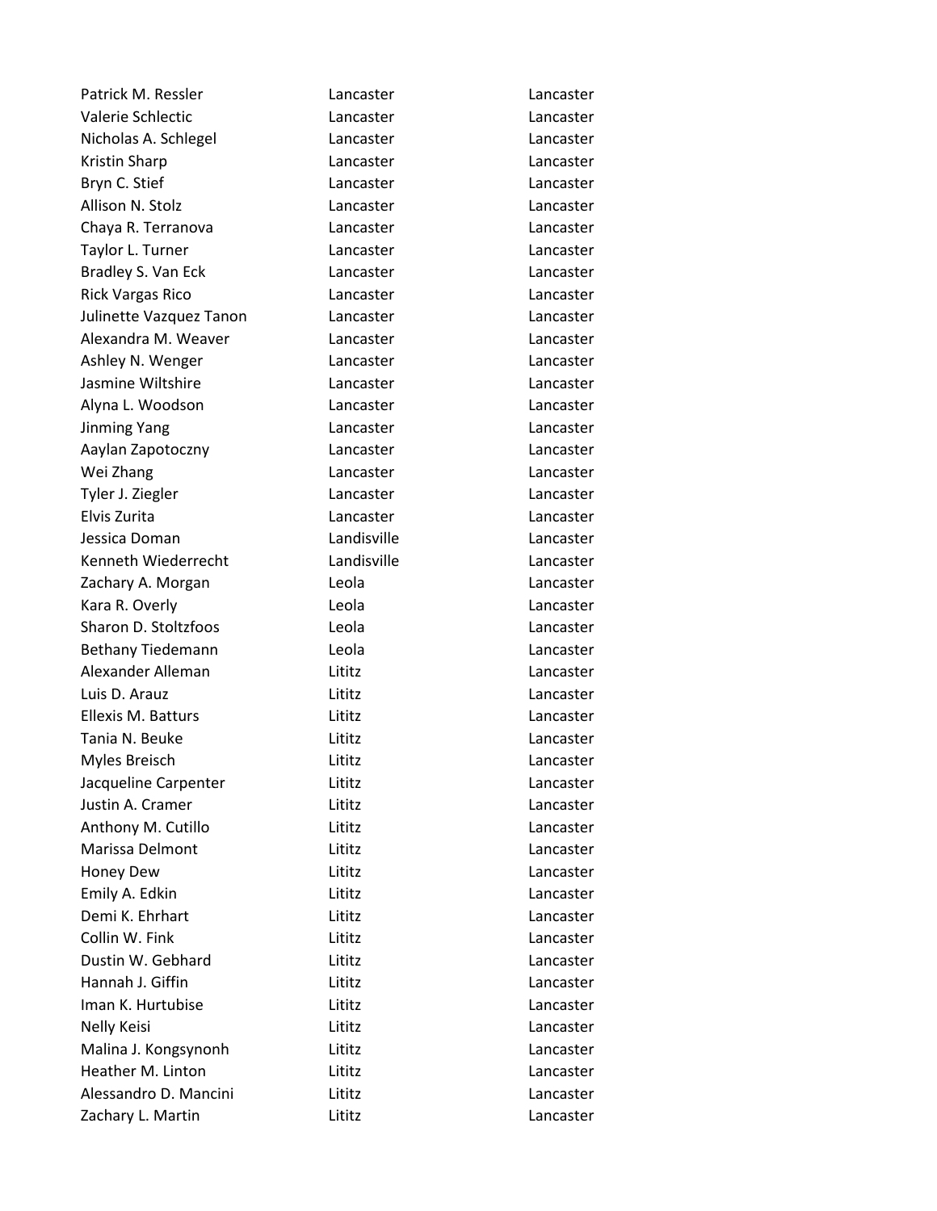| | | |
|---|---|---|
| Patrick M. Ressler | Lancaster | Lancaster |
| Valerie Schlectic | Lancaster | Lancaster |
| Nicholas A. Schlegel | Lancaster | Lancaster |
| Kristin Sharp | Lancaster | Lancaster |
| Bryn C. Stief | Lancaster | Lancaster |
| Allison N. Stolz | Lancaster | Lancaster |
| Chaya R. Terranova | Lancaster | Lancaster |
| Taylor L. Turner | Lancaster | Lancaster |
| Bradley S. Van Eck | Lancaster | Lancaster |
| Rick Vargas Rico | Lancaster | Lancaster |
| Julinette Vazquez Tanon | Lancaster | Lancaster |
| Alexandra M. Weaver | Lancaster | Lancaster |
| Ashley N. Wenger | Lancaster | Lancaster |
| Jasmine Wiltshire | Lancaster | Lancaster |
| Alyna L. Woodson | Lancaster | Lancaster |
| Jinming Yang | Lancaster | Lancaster |
| Aaylan Zapotoczny | Lancaster | Lancaster |
| Wei Zhang | Lancaster | Lancaster |
| Tyler J. Ziegler | Lancaster | Lancaster |
| Elvis Zurita | Lancaster | Lancaster |
| Jessica Doman | Landisville | Lancaster |
| Kenneth Wiederrecht | Landisville | Lancaster |
| Zachary A. Morgan | Leola | Lancaster |
| Kara R. Overly | Leola | Lancaster |
| Sharon D. Stoltzfoos | Leola | Lancaster |
| Bethany Tiedemann | Leola | Lancaster |
| Alexander Alleman | Lititz | Lancaster |
| Luis D. Arauz | Lititz | Lancaster |
| Ellexis M. Batturs | Lititz | Lancaster |
| Tania N. Beuke | Lititz | Lancaster |
| Myles Breisch | Lititz | Lancaster |
| Jacqueline Carpenter | Lititz | Lancaster |
| Justin A. Cramer | Lititz | Lancaster |
| Anthony M. Cutillo | Lititz | Lancaster |
| Marissa Delmont | Lititz | Lancaster |
| Honey Dew | Lititz | Lancaster |
| Emily A. Edkin | Lititz | Lancaster |
| Demi K. Ehrhart | Lititz | Lancaster |
| Collin W. Fink | Lititz | Lancaster |
| Dustin W. Gebhard | Lititz | Lancaster |
| Hannah J. Giffin | Lititz | Lancaster |
| Iman K. Hurtubise | Lititz | Lancaster |
| Nelly Keisi | Lititz | Lancaster |
| Malina J. Kongsynonh | Lititz | Lancaster |
| Heather M. Linton | Lititz | Lancaster |
| Alessandro D. Mancini | Lititz | Lancaster |
| Zachary L. Martin | Lititz | Lancaster |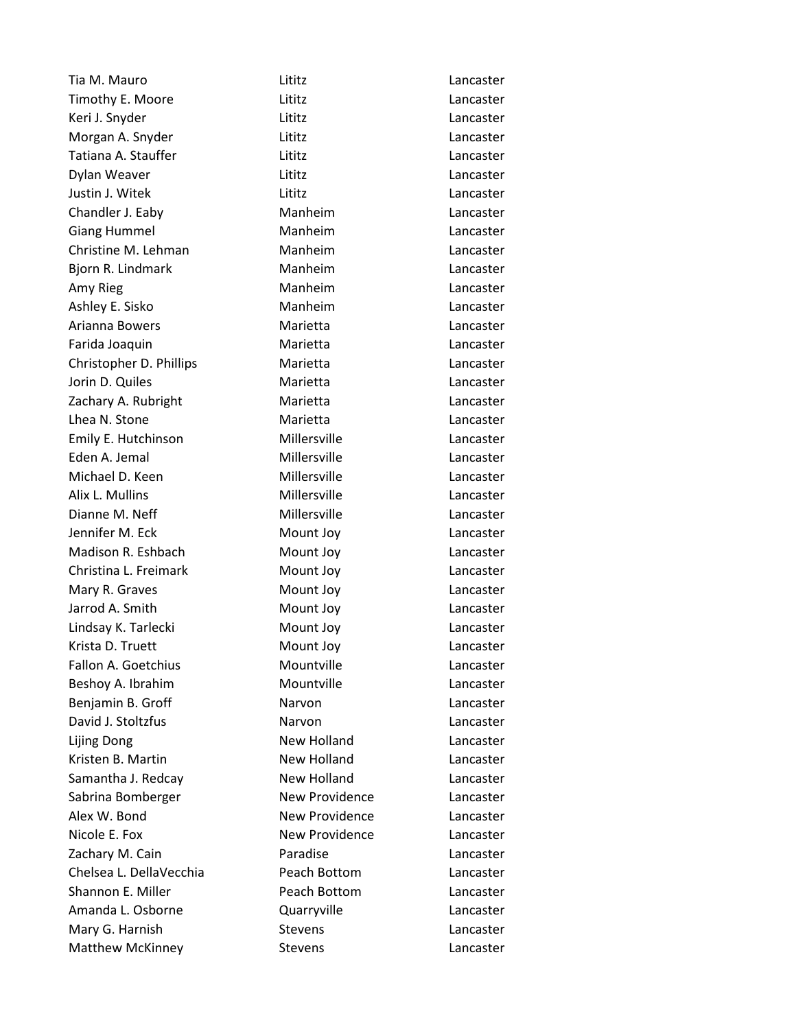| | | |
|---|---|---|
| Tia M. Mauro | Lititz | Lancaster |
| Timothy E. Moore | Lititz | Lancaster |
| Keri J. Snyder | Lititz | Lancaster |
| Morgan A. Snyder | Lititz | Lancaster |
| Tatiana A. Stauffer | Lititz | Lancaster |
| Dylan Weaver | Lititz | Lancaster |
| Justin J. Witek | Lititz | Lancaster |
| Chandler J. Eaby | Manheim | Lancaster |
| Giang Hummel | Manheim | Lancaster |
| Christine M. Lehman | Manheim | Lancaster |
| Bjorn R. Lindmark | Manheim | Lancaster |
| Amy Rieg | Manheim | Lancaster |
| Ashley E. Sisko | Manheim | Lancaster |
| Arianna Bowers | Marietta | Lancaster |
| Farida Joaquin | Marietta | Lancaster |
| Christopher D. Phillips | Marietta | Lancaster |
| Jorin D. Quiles | Marietta | Lancaster |
| Zachary A. Rubright | Marietta | Lancaster |
| Lhea N. Stone | Marietta | Lancaster |
| Emily E. Hutchinson | Millersville | Lancaster |
| Eden A. Jemal | Millersville | Lancaster |
| Michael D. Keen | Millersville | Lancaster |
| Alix L. Mullins | Millersville | Lancaster |
| Dianne M. Neff | Millersville | Lancaster |
| Jennifer M. Eck | Mount Joy | Lancaster |
| Madison R. Eshbach | Mount Joy | Lancaster |
| Christina L. Freimark | Mount Joy | Lancaster |
| Mary R. Graves | Mount Joy | Lancaster |
| Jarrod A. Smith | Mount Joy | Lancaster |
| Lindsay K. Tarlecki | Mount Joy | Lancaster |
| Krista D. Truett | Mount Joy | Lancaster |
| Fallon A. Goetchius | Mountville | Lancaster |
| Beshoy A. Ibrahim | Mountville | Lancaster |
| Benjamin B. Groff | Narvon | Lancaster |
| David J. Stoltzfus | Narvon | Lancaster |
| Lijing Dong | New Holland | Lancaster |
| Kristen B. Martin | New Holland | Lancaster |
| Samantha J. Redcay | New Holland | Lancaster |
| Sabrina Bomberger | New Providence | Lancaster |
| Alex W. Bond | New Providence | Lancaster |
| Nicole E. Fox | New Providence | Lancaster |
| Zachary M. Cain | Paradise | Lancaster |
| Chelsea L. DellaVecchia | Peach Bottom | Lancaster |
| Shannon E. Miller | Peach Bottom | Lancaster |
| Amanda L. Osborne | Quarryville | Lancaster |
| Mary G. Harnish | Stevens | Lancaster |
| Matthew McKinney | Stevens | Lancaster |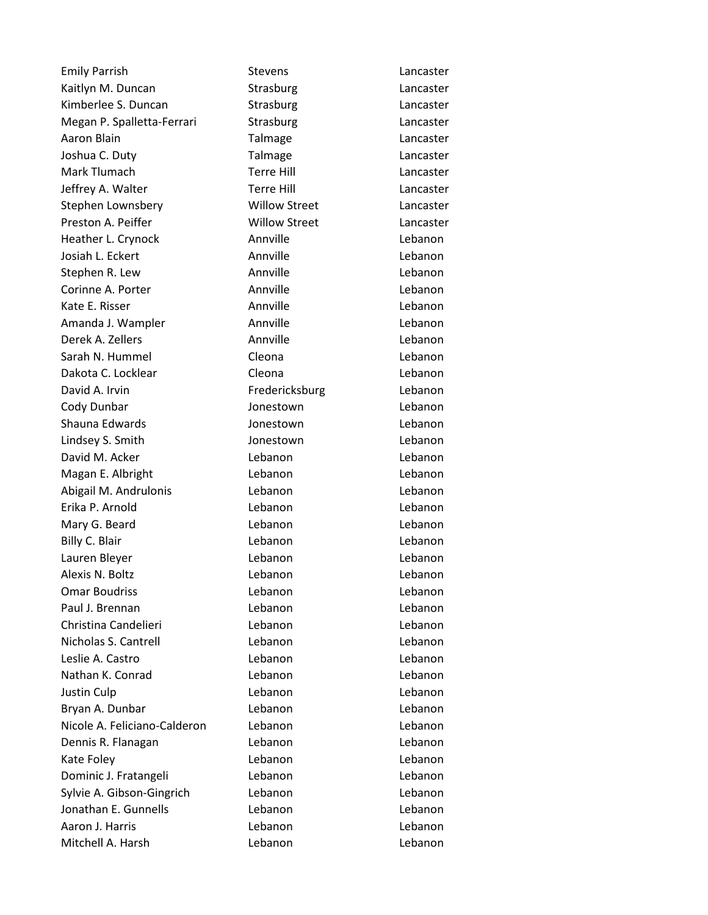| | | |
|---|---|---|
| Emily Parrish | Stevens | Lancaster |
| Kaitlyn M. Duncan | Strasburg | Lancaster |
| Kimberlee S. Duncan | Strasburg | Lancaster |
| Megan P. Spalletta-Ferrari | Strasburg | Lancaster |
| Aaron Blain | Talmage | Lancaster |
| Joshua C. Duty | Talmage | Lancaster |
| Mark Tlumach | Terre Hill | Lancaster |
| Jeffrey A. Walter | Terre Hill | Lancaster |
| Stephen Lownsbery | Willow Street | Lancaster |
| Preston A. Peiffer | Willow Street | Lancaster |
| Heather L. Crynock | Annville | Lebanon |
| Josiah L. Eckert | Annville | Lebanon |
| Stephen R. Lew | Annville | Lebanon |
| Corinne A. Porter | Annville | Lebanon |
| Kate E. Risser | Annville | Lebanon |
| Amanda J. Wampler | Annville | Lebanon |
| Derek A. Zellers | Annville | Lebanon |
| Sarah N. Hummel | Cleona | Lebanon |
| Dakota C. Locklear | Cleona | Lebanon |
| David A. Irvin | Fredericksburg | Lebanon |
| Cody Dunbar | Jonestown | Lebanon |
| Shauna Edwards | Jonestown | Lebanon |
| Lindsey S. Smith | Jonestown | Lebanon |
| David M. Acker | Lebanon | Lebanon |
| Magan E. Albright | Lebanon | Lebanon |
| Abigail M. Andrulonis | Lebanon | Lebanon |
| Erika P. Arnold | Lebanon | Lebanon |
| Mary G. Beard | Lebanon | Lebanon |
| Billy C. Blair | Lebanon | Lebanon |
| Lauren Bleyer | Lebanon | Lebanon |
| Alexis N. Boltz | Lebanon | Lebanon |
| Omar Boudriss | Lebanon | Lebanon |
| Paul J. Brennan | Lebanon | Lebanon |
| Christina Candelieri | Lebanon | Lebanon |
| Nicholas S. Cantrell | Lebanon | Lebanon |
| Leslie A. Castro | Lebanon | Lebanon |
| Nathan K. Conrad | Lebanon | Lebanon |
| Justin Culp | Lebanon | Lebanon |
| Bryan A. Dunbar | Lebanon | Lebanon |
| Nicole A. Feliciano-Calderon | Lebanon | Lebanon |
| Dennis R. Flanagan | Lebanon | Lebanon |
| Kate Foley | Lebanon | Lebanon |
| Dominic J. Fratangeli | Lebanon | Lebanon |
| Sylvie A. Gibson-Gingrich | Lebanon | Lebanon |
| Jonathan E. Gunnells | Lebanon | Lebanon |
| Aaron J. Harris | Lebanon | Lebanon |
| Mitchell A. Harsh | Lebanon | Lebanon |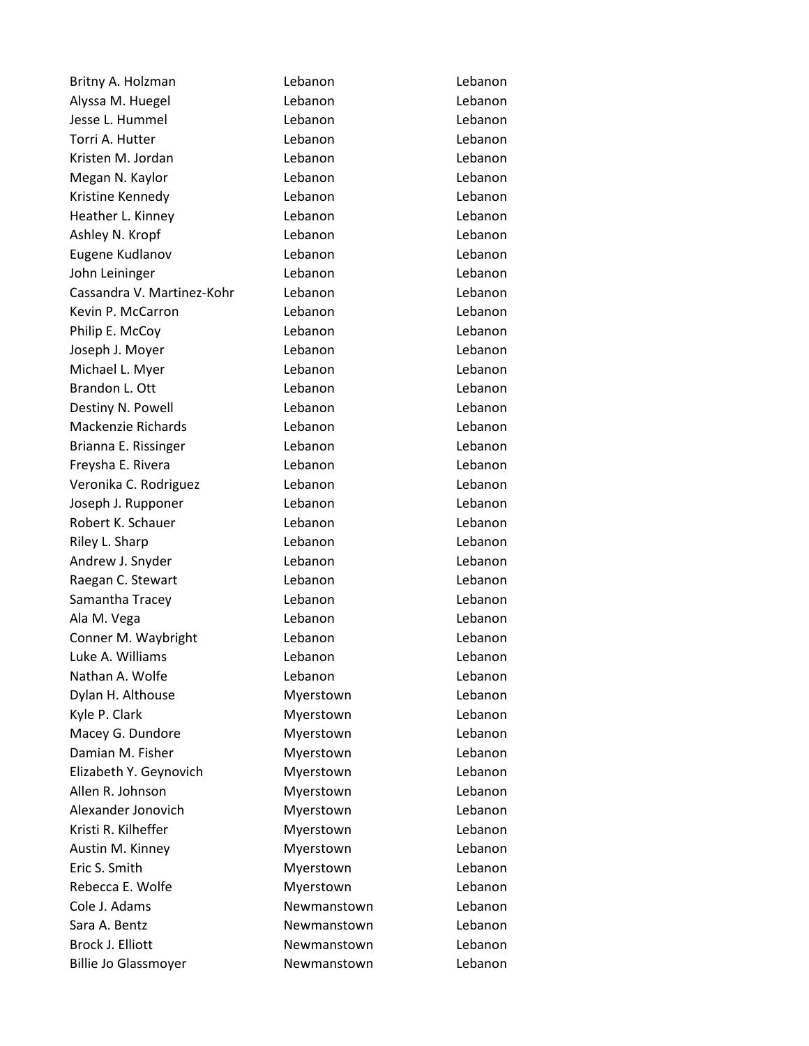| | | |
|---|---|---|
| Britny A. Holzman | Lebanon | Lebanon |
| Alyssa M. Huegel | Lebanon | Lebanon |
| Jesse L. Hummel | Lebanon | Lebanon |
| Torri A. Hutter | Lebanon | Lebanon |
| Kristen M. Jordan | Lebanon | Lebanon |
| Megan N. Kaylor | Lebanon | Lebanon |
| Kristine Kennedy | Lebanon | Lebanon |
| Heather L. Kinney | Lebanon | Lebanon |
| Ashley N. Kropf | Lebanon | Lebanon |
| Eugene Kudlanov | Lebanon | Lebanon |
| John Leininger | Lebanon | Lebanon |
| Cassandra V. Martinez-Kohr | Lebanon | Lebanon |
| Kevin P. McCarron | Lebanon | Lebanon |
| Philip E. McCoy | Lebanon | Lebanon |
| Joseph J. Moyer | Lebanon | Lebanon |
| Michael L. Myer | Lebanon | Lebanon |
| Brandon L. Ott | Lebanon | Lebanon |
| Destiny N. Powell | Lebanon | Lebanon |
| Mackenzie Richards | Lebanon | Lebanon |
| Brianna E. Rissinger | Lebanon | Lebanon |
| Freysha E. Rivera | Lebanon | Lebanon |
| Veronika C. Rodriguez | Lebanon | Lebanon |
| Joseph J. Rupponer | Lebanon | Lebanon |
| Robert K. Schauer | Lebanon | Lebanon |
| Riley L. Sharp | Lebanon | Lebanon |
| Andrew J. Snyder | Lebanon | Lebanon |
| Raegan C. Stewart | Lebanon | Lebanon |
| Samantha Tracey | Lebanon | Lebanon |
| Ala M. Vega | Lebanon | Lebanon |
| Conner M. Waybright | Lebanon | Lebanon |
| Luke A. Williams | Lebanon | Lebanon |
| Nathan A. Wolfe | Lebanon | Lebanon |
| Dylan H. Althouse | Myerstown | Lebanon |
| Kyle P. Clark | Myerstown | Lebanon |
| Macey G. Dundore | Myerstown | Lebanon |
| Damian M. Fisher | Myerstown | Lebanon |
| Elizabeth Y. Geynovich | Myerstown | Lebanon |
| Allen R. Johnson | Myerstown | Lebanon |
| Alexander Jonovich | Myerstown | Lebanon |
| Kristi R. Kilheffer | Myerstown | Lebanon |
| Austin M. Kinney | Myerstown | Lebanon |
| Eric S. Smith | Myerstown | Lebanon |
| Rebecca E. Wolfe | Myerstown | Lebanon |
| Cole J. Adams | Newmanstown | Lebanon |
| Sara A. Bentz | Newmanstown | Lebanon |
| Brock J. Elliott | Newmanstown | Lebanon |
| Billie Jo Glassmoyer | Newmanstown | Lebanon |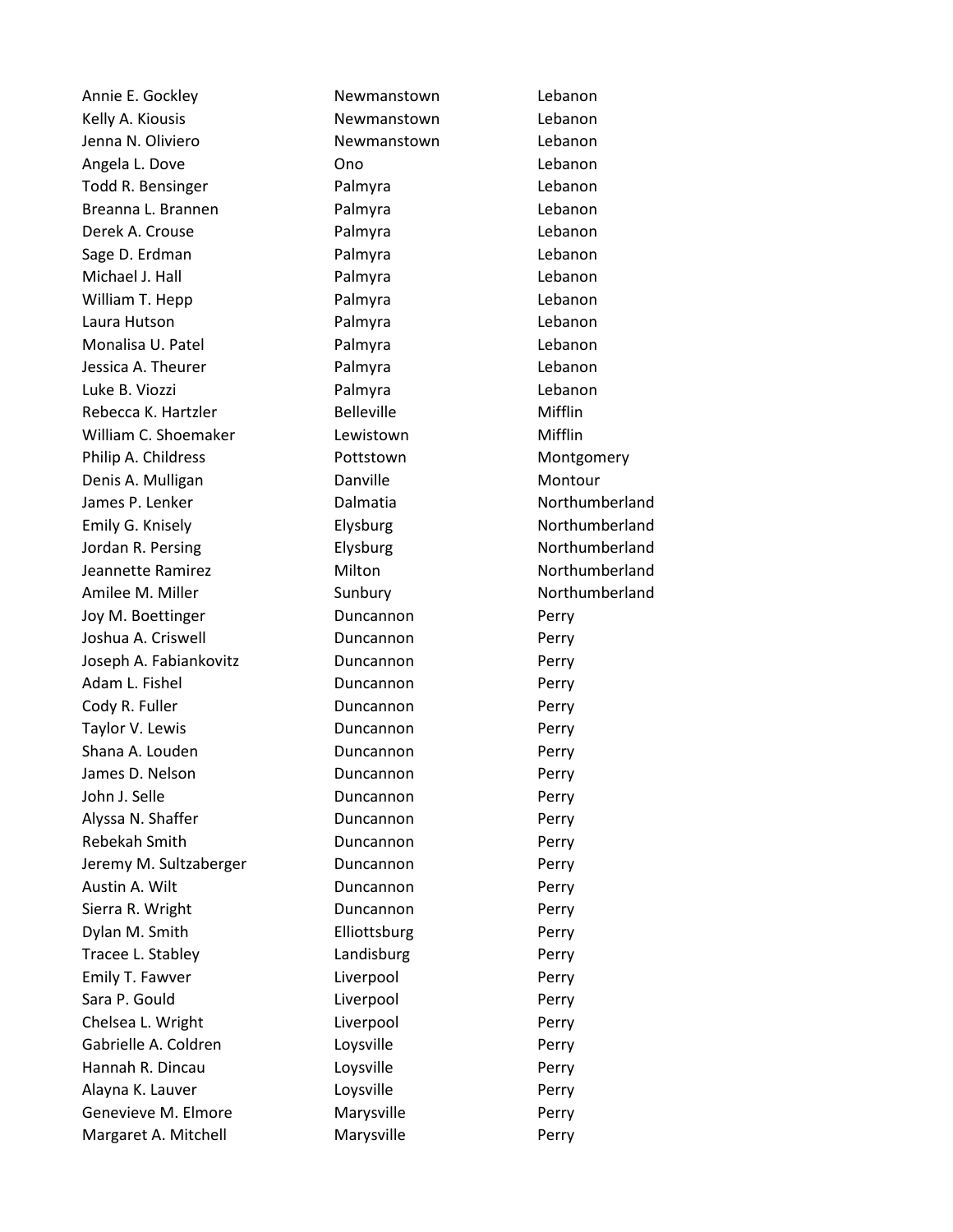| | | |
|---|---|---|
| Annie E. Gockley | Newmanstown | Lebanon |
| Kelly A. Kiousis | Newmanstown | Lebanon |
| Jenna N. Oliviero | Newmanstown | Lebanon |
| Angela L. Dove | Ono | Lebanon |
| Todd R. Bensinger | Palmyra | Lebanon |
| Breanna L. Brannen | Palmyra | Lebanon |
| Derek A. Crouse | Palmyra | Lebanon |
| Sage D. Erdman | Palmyra | Lebanon |
| Michael J. Hall | Palmyra | Lebanon |
| William T. Hepp | Palmyra | Lebanon |
| Laura Hutson | Palmyra | Lebanon |
| Monalisa U. Patel | Palmyra | Lebanon |
| Jessica A. Theurer | Palmyra | Lebanon |
| Luke B. Viozzi | Palmyra | Lebanon |
| Rebecca K. Hartzler | Belleville | Mifflin |
| William C. Shoemaker | Lewistown | Mifflin |
| Philip A. Childress | Pottstown | Montgomery |
| Denis A. Mulligan | Danville | Montour |
| James P. Lenker | Dalmatia | Northumberland |
| Emily G. Knisely | Elysburg | Northumberland |
| Jordan R. Persing | Elysburg | Northumberland |
| Jeannette Ramirez | Milton | Northumberland |
| Amilee M. Miller | Sunbury | Northumberland |
| Joy M. Boettinger | Duncannon | Perry |
| Joshua A. Criswell | Duncannon | Perry |
| Joseph A. Fabiankovitz | Duncannon | Perry |
| Adam L. Fishel | Duncannon | Perry |
| Cody R. Fuller | Duncannon | Perry |
| Taylor V. Lewis | Duncannon | Perry |
| Shana A. Louden | Duncannon | Perry |
| James D. Nelson | Duncannon | Perry |
| John J. Selle | Duncannon | Perry |
| Alyssa N. Shaffer | Duncannon | Perry |
| Rebekah Smith | Duncannon | Perry |
| Jeremy M. Sultzaberger | Duncannon | Perry |
| Austin A. Wilt | Duncannon | Perry |
| Sierra R. Wright | Duncannon | Perry |
| Dylan M. Smith | Elliottsburg | Perry |
| Tracee L. Stabley | Landisburg | Perry |
| Emily T. Fawver | Liverpool | Perry |
| Sara P. Gould | Liverpool | Perry |
| Chelsea L. Wright | Liverpool | Perry |
| Gabrielle A. Coldren | Loysville | Perry |
| Hannah R. Dincau | Loysville | Perry |
| Alayna K. Lauver | Loysville | Perry |
| Genevieve M. Elmore | Marysville | Perry |
| Margaret A. Mitchell | Marysville | Perry |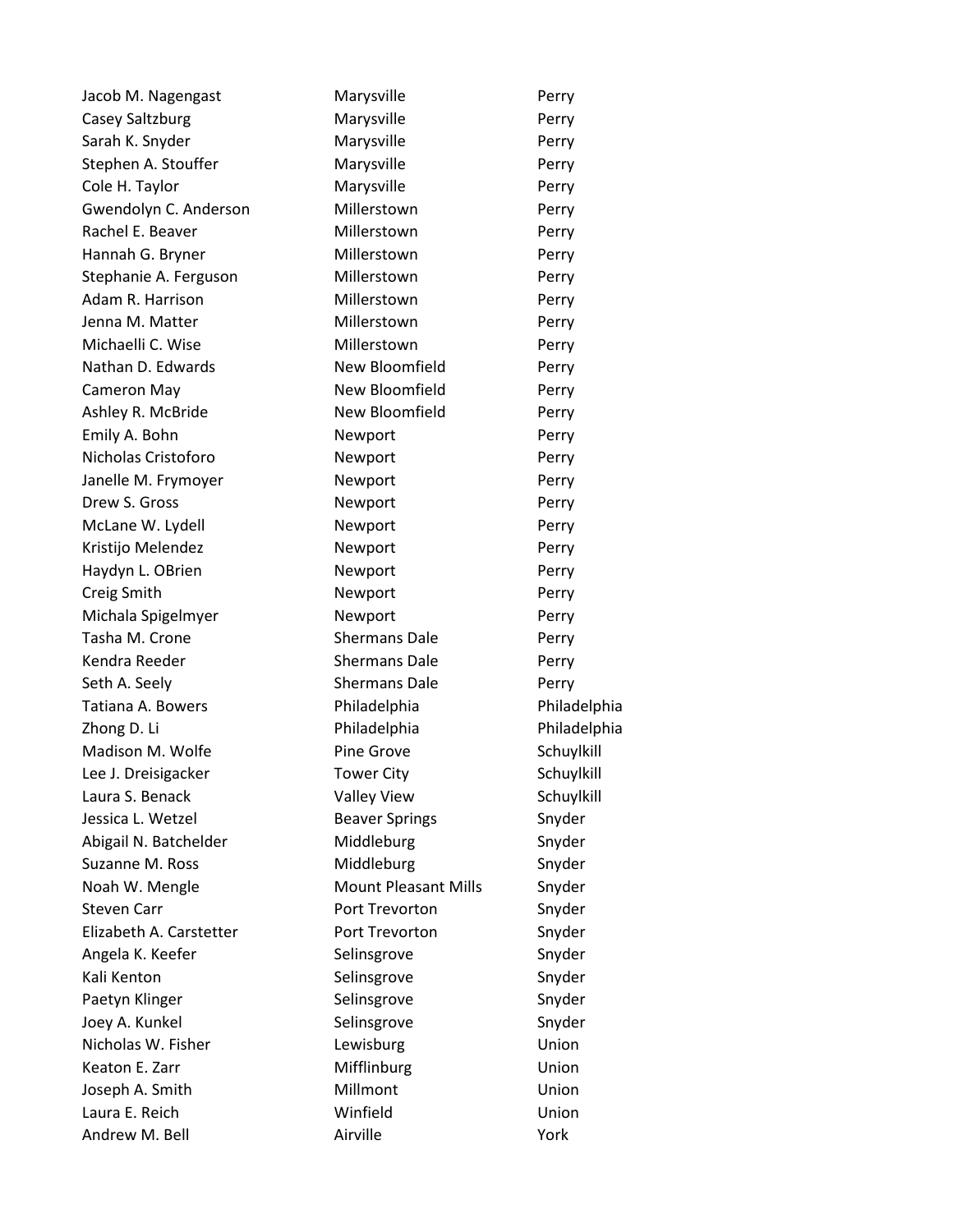| | | |
|---|---|---|
| Jacob M. Nagengast | Marysville | Perry |
| Casey Saltzburg | Marysville | Perry |
| Sarah K. Snyder | Marysville | Perry |
| Stephen A. Stouffer | Marysville | Perry |
| Cole H. Taylor | Marysville | Perry |
| Gwendolyn C. Anderson | Millerstown | Perry |
| Rachel E. Beaver | Millerstown | Perry |
| Hannah G. Bryner | Millerstown | Perry |
| Stephanie A. Ferguson | Millerstown | Perry |
| Adam R. Harrison | Millerstown | Perry |
| Jenna M. Matter | Millerstown | Perry |
| Michaelli C. Wise | Millerstown | Perry |
| Nathan D. Edwards | New Bloomfield | Perry |
| Cameron May | New Bloomfield | Perry |
| Ashley R. McBride | New Bloomfield | Perry |
| Emily A. Bohn | Newport | Perry |
| Nicholas Cristoforo | Newport | Perry |
| Janelle M. Frymoyer | Newport | Perry |
| Drew S. Gross | Newport | Perry |
| McLane W. Lydell | Newport | Perry |
| Kristijo Melendez | Newport | Perry |
| Haydyn L. OBrien | Newport | Perry |
| Creig Smith | Newport | Perry |
| Michala Spigelmyer | Newport | Perry |
| Tasha M. Crone | Shermans Dale | Perry |
| Kendra Reeder | Shermans Dale | Perry |
| Seth A. Seely | Shermans Dale | Perry |
| Tatiana A. Bowers | Philadelphia | Philadelphia |
| Zhong D. Li | Philadelphia | Philadelphia |
| Madison M. Wolfe | Pine Grove | Schuylkill |
| Lee J. Dreisigacker | Tower City | Schuylkill |
| Laura S. Benack | Valley View | Schuylkill |
| Jessica L. Wetzel | Beaver Springs | Snyder |
| Abigail N. Batchelder | Middleburg | Snyder |
| Suzanne M. Ross | Middleburg | Snyder |
| Noah W. Mengle | Mount Pleasant Mills | Snyder |
| Steven Carr | Port Trevorton | Snyder |
| Elizabeth A. Carstetter | Port Trevorton | Snyder |
| Angela K. Keefer | Selinsgrove | Snyder |
| Kali Kenton | Selinsgrove | Snyder |
| Paetyn Klinger | Selinsgrove | Snyder |
| Joey A. Kunkel | Selinsgrove | Snyder |
| Nicholas W. Fisher | Lewisburg | Union |
| Keaton E. Zarr | Mifflinburg | Union |
| Joseph A. Smith | Millmont | Union |
| Laura E. Reich | Winfield | Union |
| Andrew M. Bell | Airville | York |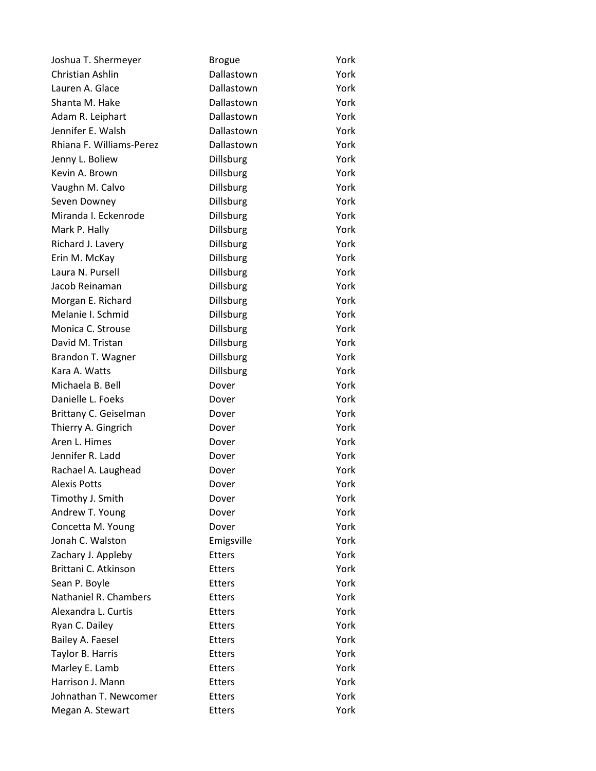| | | |
|---|---|---|
| Joshua T. Shermeyer | Brogue | York |
| Christian Ashlin | Dallastown | York |
| Lauren A. Glace | Dallastown | York |
| Shanta M. Hake | Dallastown | York |
| Adam R. Leiphart | Dallastown | York |
| Jennifer E. Walsh | Dallastown | York |
| Rhiana F. Williams-Perez | Dallastown | York |
| Jenny L. Boliew | Dillsburg | York |
| Kevin A. Brown | Dillsburg | York |
| Vaughn M. Calvo | Dillsburg | York |
| Seven Downey | Dillsburg | York |
| Miranda I. Eckenrode | Dillsburg | York |
| Mark P. Hally | Dillsburg | York |
| Richard J. Lavery | Dillsburg | York |
| Erin M. McKay | Dillsburg | York |
| Laura N. Pursell | Dillsburg | York |
| Jacob Reinaman | Dillsburg | York |
| Morgan E. Richard | Dillsburg | York |
| Melanie I. Schmid | Dillsburg | York |
| Monica C. Strouse | Dillsburg | York |
| David M. Tristan | Dillsburg | York |
| Brandon T. Wagner | Dillsburg | York |
| Kara A. Watts | Dillsburg | York |
| Michaela B. Bell | Dover | York |
| Danielle L. Foeks | Dover | York |
| Brittany C. Geiselman | Dover | York |
| Thierry A. Gingrich | Dover | York |
| Aren L. Himes | Dover | York |
| Jennifer R. Ladd | Dover | York |
| Rachael A. Laughead | Dover | York |
| Alexis Potts | Dover | York |
| Timothy J. Smith | Dover | York |
| Andrew T. Young | Dover | York |
| Concetta M. Young | Dover | York |
| Jonah C. Walston | Emigsville | York |
| Zachary J. Appleby | Etters | York |
| Brittani C. Atkinson | Etters | York |
| Sean P. Boyle | Etters | York |
| Nathaniel R. Chambers | Etters | York |
| Alexandra L. Curtis | Etters | York |
| Ryan C. Dailey | Etters | York |
| Bailey A. Faesel | Etters | York |
| Taylor B. Harris | Etters | York |
| Marley E. Lamb | Etters | York |
| Harrison J. Mann | Etters | York |
| Johnathan T. Newcomer | Etters | York |
| Megan A. Stewart | Etters | York |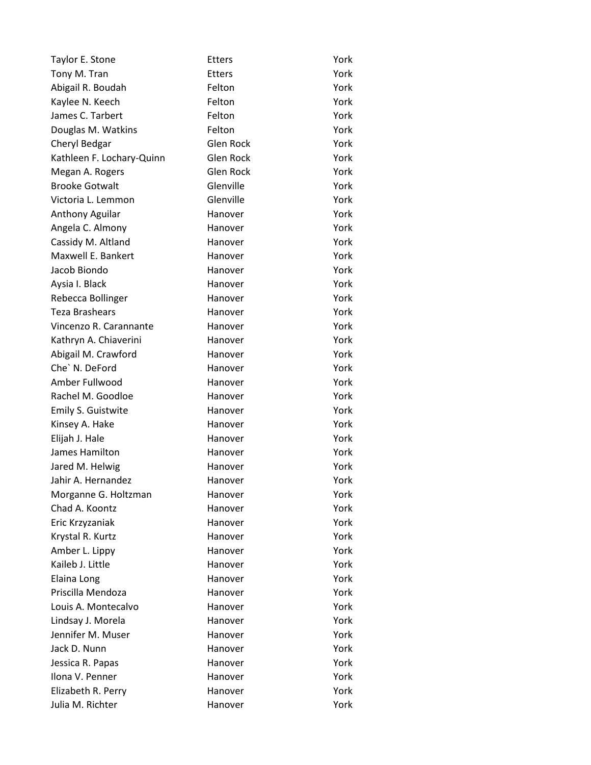| | | |
|---|---|---|
| Taylor E. Stone | Etters | York |
| Tony M. Tran | Etters | York |
| Abigail R. Boudah | Felton | York |
| Kaylee N. Keech | Felton | York |
| James C. Tarbert | Felton | York |
| Douglas M. Watkins | Felton | York |
| Cheryl Bedgar | Glen Rock | York |
| Kathleen F. Lochary-Quinn | Glen Rock | York |
| Megan A. Rogers | Glen Rock | York |
| Brooke Gotwalt | Glenville | York |
| Victoria L. Lemmon | Glenville | York |
| Anthony Aguilar | Hanover | York |
| Angela C. Almony | Hanover | York |
| Cassidy M. Altland | Hanover | York |
| Maxwell E. Bankert | Hanover | York |
| Jacob Biondo | Hanover | York |
| Aysia I. Black | Hanover | York |
| Rebecca Bollinger | Hanover | York |
| Teza Brashears | Hanover | York |
| Vincenzo R. Carannante | Hanover | York |
| Kathryn A. Chiaverini | Hanover | York |
| Abigail M. Crawford | Hanover | York |
| Che` N. DeFord | Hanover | York |
| Amber Fullwood | Hanover | York |
| Rachel M. Goodloe | Hanover | York |
| Emily S. Guistwite | Hanover | York |
| Kinsey A. Hake | Hanover | York |
| Elijah J. Hale | Hanover | York |
| James Hamilton | Hanover | York |
| Jared M. Helwig | Hanover | York |
| Jahir A. Hernandez | Hanover | York |
| Morganne G. Holtzman | Hanover | York |
| Chad A. Koontz | Hanover | York |
| Eric Krzyzaniak | Hanover | York |
| Krystal R. Kurtz | Hanover | York |
| Amber L. Lippy | Hanover | York |
| Kaileb J. Little | Hanover | York |
| Elaina Long | Hanover | York |
| Priscilla Mendoza | Hanover | York |
| Louis A. Montecalvo | Hanover | York |
| Lindsay J. Morela | Hanover | York |
| Jennifer M. Muser | Hanover | York |
| Jack D. Nunn | Hanover | York |
| Jessica R. Papas | Hanover | York |
| Ilona V. Penner | Hanover | York |
| Elizabeth R. Perry | Hanover | York |
| Julia M. Richter | Hanover | York |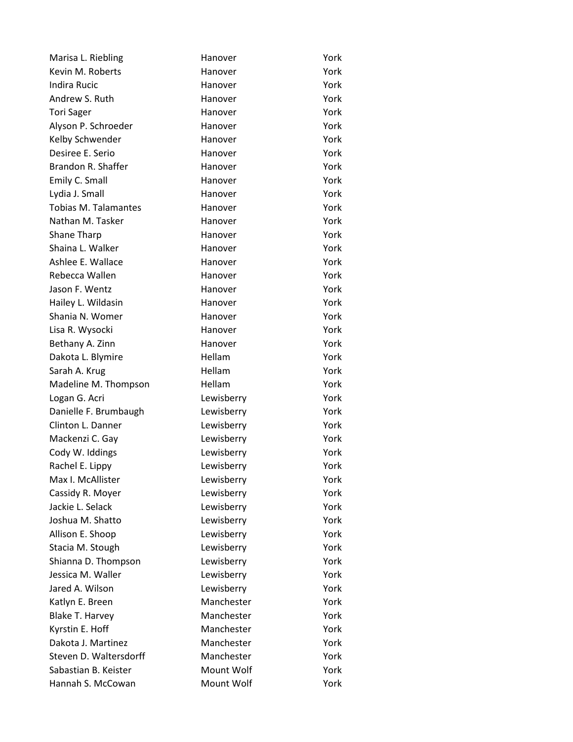| | | |
|---|---|---|
| Marisa L. Riebling | Hanover | York |
| Kevin M. Roberts | Hanover | York |
| Indira Rucic | Hanover | York |
| Andrew S. Ruth | Hanover | York |
| Tori Sager | Hanover | York |
| Alyson P. Schroeder | Hanover | York |
| Kelby Schwender | Hanover | York |
| Desiree E. Serio | Hanover | York |
| Brandon R. Shaffer | Hanover | York |
| Emily C. Small | Hanover | York |
| Lydia J. Small | Hanover | York |
| Tobias M. Talamantes | Hanover | York |
| Nathan M. Tasker | Hanover | York |
| Shane Tharp | Hanover | York |
| Shaina L. Walker | Hanover | York |
| Ashlee E. Wallace | Hanover | York |
| Rebecca Wallen | Hanover | York |
| Jason F. Wentz | Hanover | York |
| Hailey L. Wildasin | Hanover | York |
| Shania N. Womer | Hanover | York |
| Lisa R. Wysocki | Hanover | York |
| Bethany A. Zinn | Hanover | York |
| Dakota L. Blymire | Hellam | York |
| Sarah A. Krug | Hellam | York |
| Madeline M. Thompson | Hellam | York |
| Logan G. Acri | Lewisberry | York |
| Danielle F. Brumbaugh | Lewisberry | York |
| Clinton L. Danner | Lewisberry | York |
| Mackenzi C. Gay | Lewisberry | York |
| Cody W. Iddings | Lewisberry | York |
| Rachel E. Lippy | Lewisberry | York |
| Max I. McAllister | Lewisberry | York |
| Cassidy R. Moyer | Lewisberry | York |
| Jackie L. Selack | Lewisberry | York |
| Joshua M. Shatto | Lewisberry | York |
| Allison E. Shoop | Lewisberry | York |
| Stacia M. Stough | Lewisberry | York |
| Shianna D. Thompson | Lewisberry | York |
| Jessica M. Waller | Lewisberry | York |
| Jared A. Wilson | Lewisberry | York |
| Katlyn E. Breen | Manchester | York |
| Blake T. Harvey | Manchester | York |
| Kyrstin E. Hoff | Manchester | York |
| Dakota J. Martinez | Manchester | York |
| Steven D. Waltersdorff | Manchester | York |
| Sabastian B. Keister | Mount Wolf | York |
| Hannah S. McCowan | Mount Wolf | York |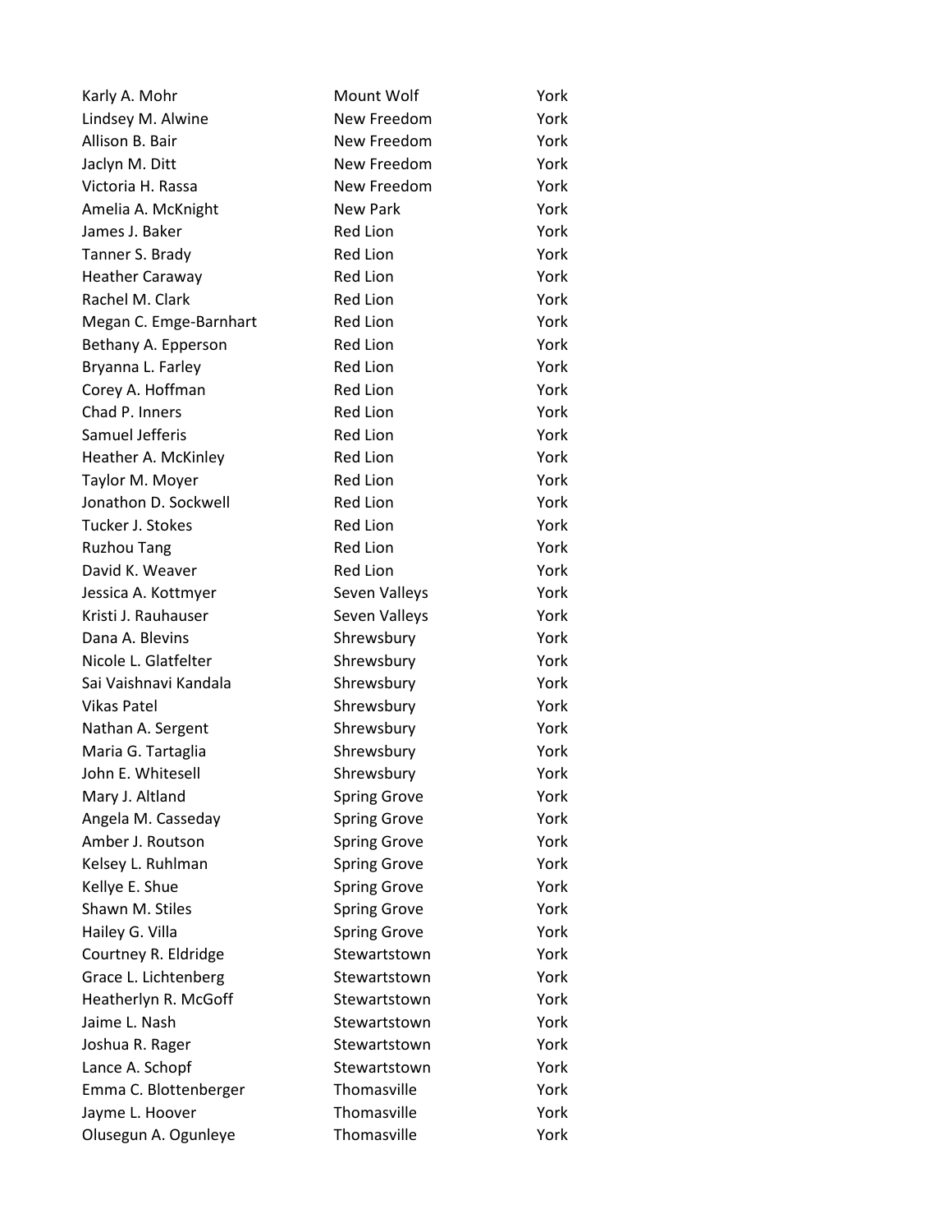| | | |
|---|---|---|
| Karly A. Mohr | Mount Wolf | York |
| Lindsey M. Alwine | New Freedom | York |
| Allison B. Bair | New Freedom | York |
| Jaclyn M. Ditt | New Freedom | York |
| Victoria H. Rassa | New Freedom | York |
| Amelia A. McKnight | New Park | York |
| James J. Baker | Red Lion | York |
| Tanner S. Brady | Red Lion | York |
| Heather Caraway | Red Lion | York |
| Rachel M. Clark | Red Lion | York |
| Megan C. Emge-Barnhart | Red Lion | York |
| Bethany A. Epperson | Red Lion | York |
| Bryanna L. Farley | Red Lion | York |
| Corey A. Hoffman | Red Lion | York |
| Chad P. Inners | Red Lion | York |
| Samuel Jefferis | Red Lion | York |
| Heather A. McKinley | Red Lion | York |
| Taylor M. Moyer | Red Lion | York |
| Jonathon D. Sockwell | Red Lion | York |
| Tucker J. Stokes | Red Lion | York |
| Ruzhou Tang | Red Lion | York |
| David K. Weaver | Red Lion | York |
| Jessica A. Kottmyer | Seven Valleys | York |
| Kristi J. Rauhauser | Seven Valleys | York |
| Dana A. Blevins | Shrewsbury | York |
| Nicole L. Glatfelter | Shrewsbury | York |
| Sai Vaishnavi Kandala | Shrewsbury | York |
| Vikas Patel | Shrewsbury | York |
| Nathan A. Sergent | Shrewsbury | York |
| Maria G. Tartaglia | Shrewsbury | York |
| John E. Whitesell | Shrewsbury | York |
| Mary J. Altland | Spring Grove | York |
| Angela M. Casseday | Spring Grove | York |
| Amber J. Routson | Spring Grove | York |
| Kelsey L. Ruhlman | Spring Grove | York |
| Kellye E. Shue | Spring Grove | York |
| Shawn M. Stiles | Spring Grove | York |
| Hailey G. Villa | Spring Grove | York |
| Courtney R. Eldridge | Stewartstown | York |
| Grace L. Lichtenberg | Stewartstown | York |
| Heatherlyn R. McGoff | Stewartstown | York |
| Jaime L. Nash | Stewartstown | York |
| Joshua R. Rager | Stewartstown | York |
| Lance A. Schopf | Stewartstown | York |
| Emma C. Blottenberger | Thomasville | York |
| Jayme L. Hoover | Thomasville | York |
| Olusegun A. Ogunleye | Thomasville | York |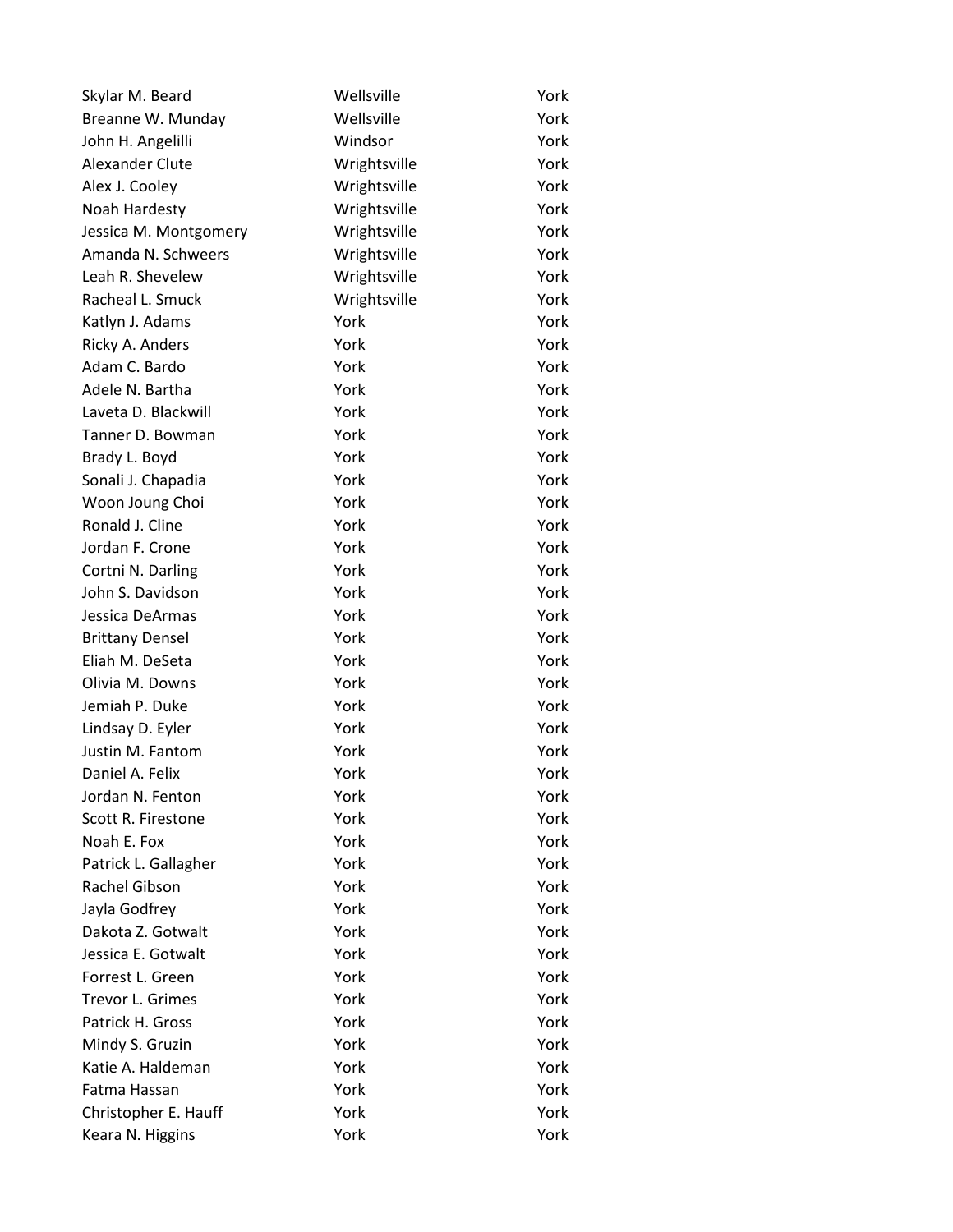| | | |
|---|---|---|
| Skylar M. Beard | Wellsville | York |
| Breanne W. Munday | Wellsville | York |
| John H. Angelilli | Windsor | York |
| Alexander Clute | Wrightsville | York |
| Alex J. Cooley | Wrightsville | York |
| Noah Hardesty | Wrightsville | York |
| Jessica M. Montgomery | Wrightsville | York |
| Amanda N. Schweers | Wrightsville | York |
| Leah R. Shevelew | Wrightsville | York |
| Racheal L. Smuck | Wrightsville | York |
| Katlyn J. Adams | York | York |
| Ricky A. Anders | York | York |
| Adam C. Bardo | York | York |
| Adele N. Bartha | York | York |
| Laveta D. Blackwill | York | York |
| Tanner D. Bowman | York | York |
| Brady L. Boyd | York | York |
| Sonali J. Chapadia | York | York |
| Woon Joung Choi | York | York |
| Ronald J. Cline | York | York |
| Jordan F. Crone | York | York |
| Cortni N. Darling | York | York |
| John S. Davidson | York | York |
| Jessica DeArmas | York | York |
| Brittany Densel | York | York |
| Eliah M. DeSeta | York | York |
| Olivia M. Downs | York | York |
| Jemiah P. Duke | York | York |
| Lindsay D. Eyler | York | York |
| Justin M. Fantom | York | York |
| Daniel A. Felix | York | York |
| Jordan N. Fenton | York | York |
| Scott R. Firestone | York | York |
| Noah E. Fox | York | York |
| Patrick L. Gallagher | York | York |
| Rachel Gibson | York | York |
| Jayla Godfrey | York | York |
| Dakota Z. Gotwalt | York | York |
| Jessica E. Gotwalt | York | York |
| Forrest L. Green | York | York |
| Trevor L. Grimes | York | York |
| Patrick H. Gross | York | York |
| Mindy S. Gruzin | York | York |
| Katie A. Haldeman | York | York |
| Fatma Hassan | York | York |
| Christopher E. Hauff | York | York |
| Keara N. Higgins | York | York |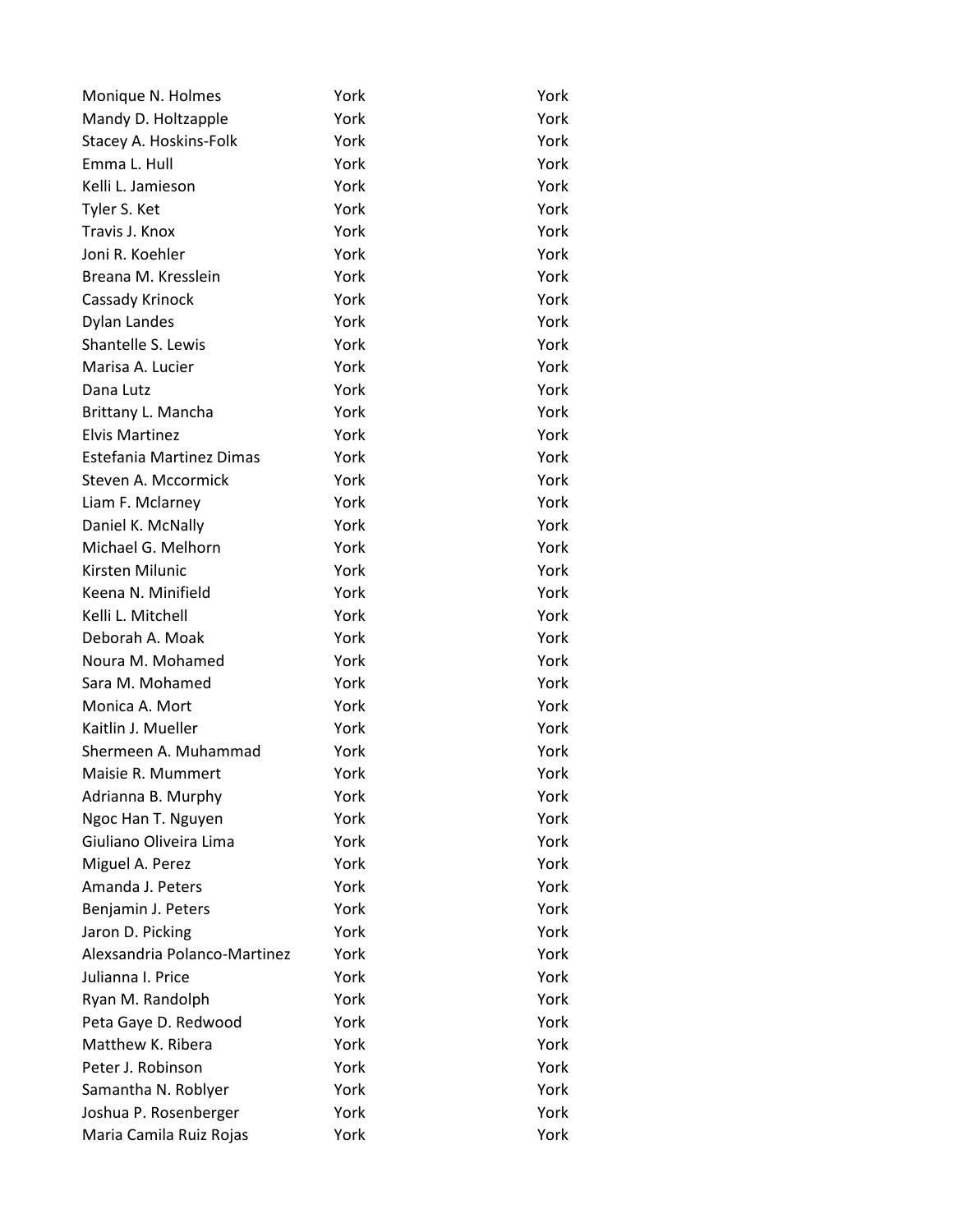| | | |
|---|---|---|
| Monique N. Holmes | York | York |
| Mandy D. Holtzapple | York | York |
| Stacey A. Hoskins-Folk | York | York |
| Emma L. Hull | York | York |
| Kelli L. Jamieson | York | York |
| Tyler S. Ket | York | York |
| Travis J. Knox | York | York |
| Joni R. Koehler | York | York |
| Breana M. Kresslein | York | York |
| Cassady Krinock | York | York |
| Dylan Landes | York | York |
| Shantelle S. Lewis | York | York |
| Marisa A. Lucier | York | York |
| Dana Lutz | York | York |
| Brittany L. Mancha | York | York |
| Elvis Martinez | York | York |
| Estefania Martinez Dimas | York | York |
| Steven A. Mccormick | York | York |
| Liam F. Mclarney | York | York |
| Daniel K. McNally | York | York |
| Michael G. Melhorn | York | York |
| Kirsten Milunic | York | York |
| Keena N. Minifield | York | York |
| Kelli L. Mitchell | York | York |
| Deborah A. Moak | York | York |
| Noura M. Mohamed | York | York |
| Sara M. Mohamed | York | York |
| Monica A. Mort | York | York |
| Kaitlin J. Mueller | York | York |
| Shermeen A. Muhammad | York | York |
| Maisie R. Mummert | York | York |
| Adrianna B. Murphy | York | York |
| Ngoc Han T. Nguyen | York | York |
| Giuliano Oliveira Lima | York | York |
| Miguel A. Perez | York | York |
| Amanda J. Peters | York | York |
| Benjamin J. Peters | York | York |
| Jaron D. Picking | York | York |
| Alexsandria Polanco-Martinez | York | York |
| Julianna I. Price | York | York |
| Ryan M. Randolph | York | York |
| Peta Gaye D. Redwood | York | York |
| Matthew K. Ribera | York | York |
| Peter J. Robinson | York | York |
| Samantha N. Roblyer | York | York |
| Joshua P. Rosenberger | York | York |
| Maria Camila Ruiz Rojas | York | York |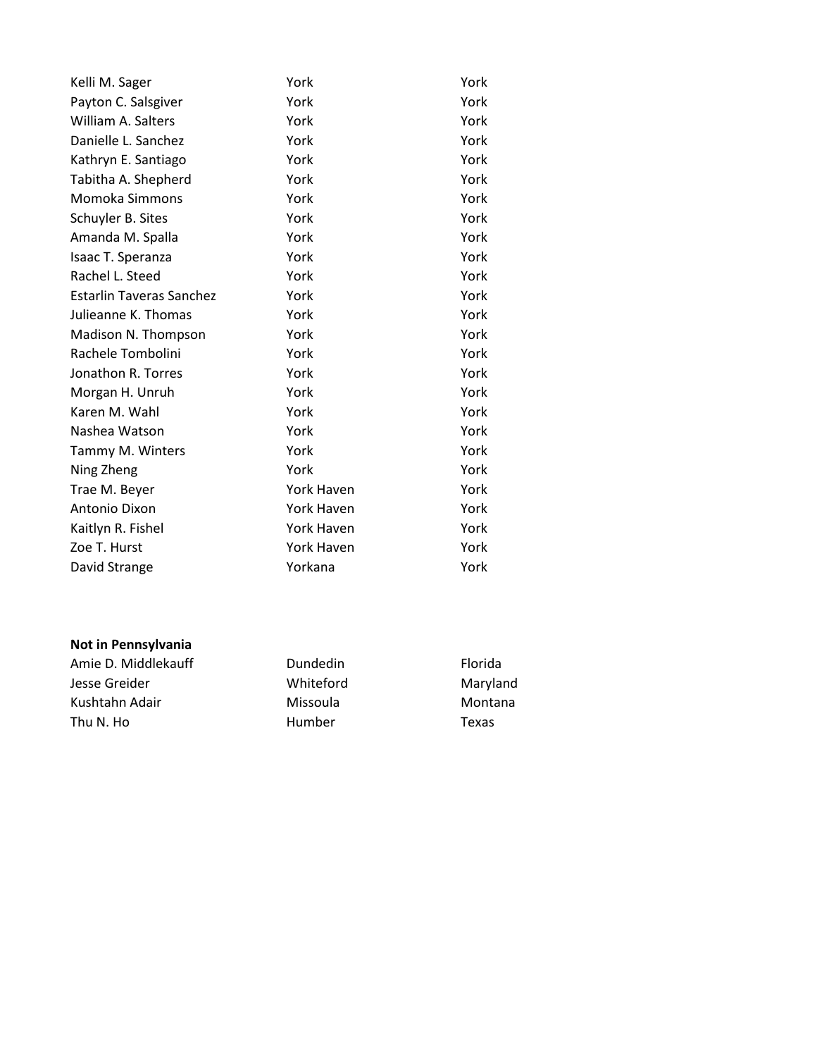| | | |
|---|---|---|
| Kelli M. Sager | York | York |
| Payton C. Salsgiver | York | York |
| William A. Salters | York | York |
| Danielle L. Sanchez | York | York |
| Kathryn E. Santiago | York | York |
| Tabitha A. Shepherd | York | York |
| Momoka Simmons | York | York |
| Schuyler B. Sites | York | York |
| Amanda M. Spalla | York | York |
| Isaac T. Speranza | York | York |
| Rachel L. Steed | York | York |
| Estarlin Taveras Sanchez | York | York |
| Julieanne K. Thomas | York | York |
| Madison N. Thompson | York | York |
| Rachele Tombolini | York | York |
| Jonathon R. Torres | York | York |
| Morgan H. Unruh | York | York |
| Karen M. Wahl | York | York |
| Nashea Watson | York | York |
| Tammy M. Winters | York | York |
| Ning Zheng | York | York |
| Trae M. Beyer | York Haven | York |
| Antonio Dixon | York Haven | York |
| Kaitlyn R. Fishel | York Haven | York |
| Zoe T. Hurst | York Haven | York |
| David Strange | Yorkana | York |

**Not in Pennsylvania**

| | | |
|---|---|---|
| Amie D. Middlekauff | Dundedin | Florida |
| Jesse Greider | Whiteford | Maryland |
| Kushtahn Adair | Missoula | Montana |
| Thu N. Ho | Humber | Texas |